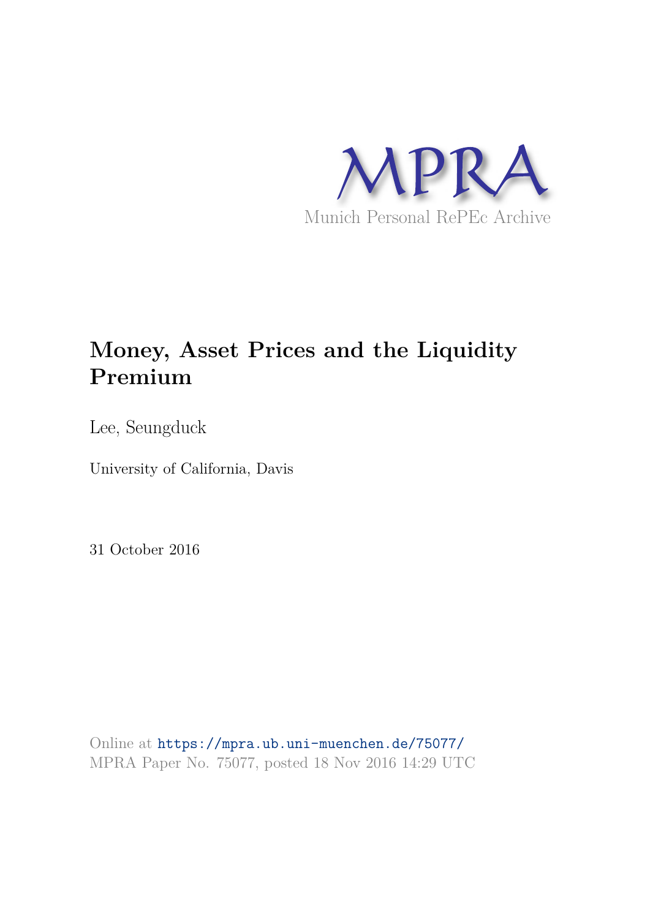MPRA

Munich Personal RePEc Archive

# Money, Asset Prices and the Liquidity Premium

Lee, Seungduck

University of California, Davis

31 October 2016

Online at https://mpra.ub.uni-muenchen.de/75077/
MPRA Paper No. 75077, posted 18 Nov 2016 14:29 UTC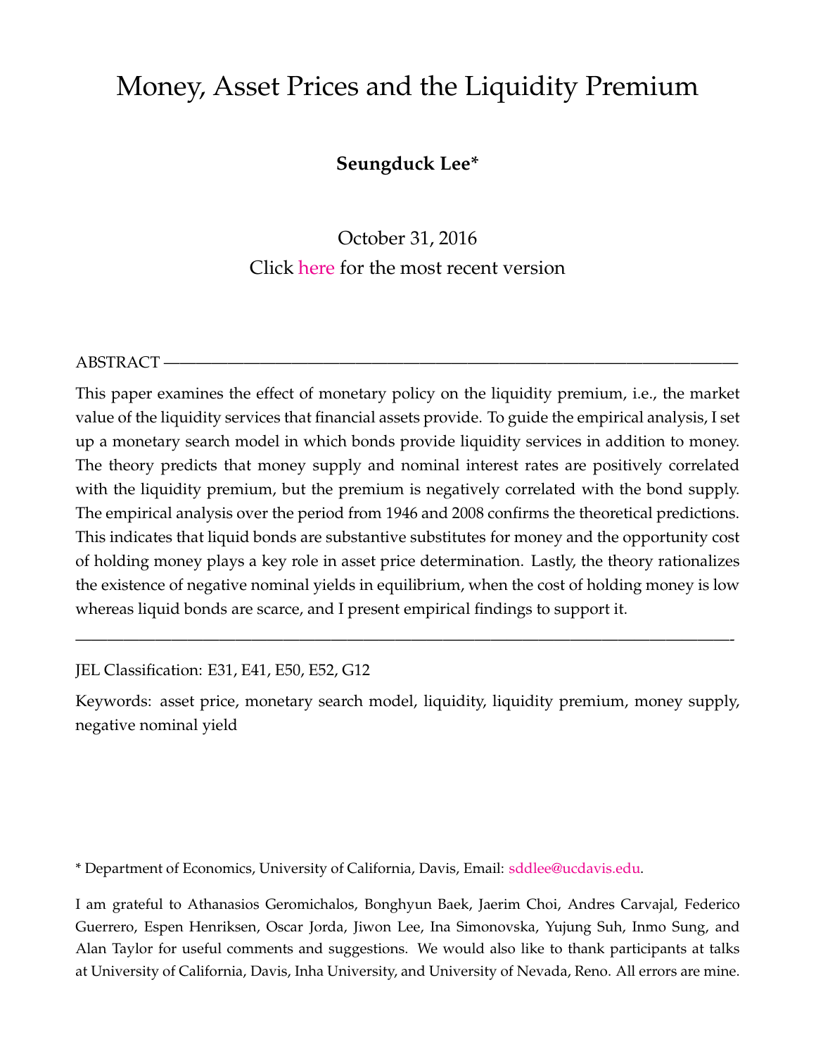# Money, Asset Prices and the Liquidity Premium

**Seungduck Lee***

October 31, 2016

Click here for the most recent version

ABSTRACT

This paper examines the effect of monetary policy on the liquidity premium, i.e., the market value of the liquidity services that financial assets provide. To guide the empirical analysis, I set up a monetary search model in which bonds provide liquidity services in addition to money. The theory predicts that money supply and nominal interest rates are positively correlated with the liquidity premium, but the premium is negatively correlated with the bond supply. The empirical analysis over the period from 1946 and 2008 confirms the theoretical predictions. This indicates that liquid bonds are substantive substitutes for money and the opportunity cost of holding money plays a key role in asset price determination. Lastly, the theory rationalizes the existence of negative nominal yields in equilibrium, when the cost of holding money is low whereas liquid bonds are scarce, and I present empirical findings to support it.

JEL Classification: E31, E41, E50, E52, G12

Keywords: asset price, monetary search model, liquidity, liquidity premium, money supply, negative nominal yield

* Department of Economics, University of California, Davis, Email: sddlee@ucdavis.edu.

I am grateful to Athanasios Geromichalos, Bonghyun Baek, Jaerim Choi, Andres Carvajal, Federico Guerrero, Espen Henriksen, Oscar Jorda, Jiwon Lee, Ina Simonovska, Yujung Suh, Inmo Sung, and Alan Taylor for useful comments and suggestions. We would also like to thank participants at talks at University of California, Davis, Inha University, and University of Nevada, Reno. All errors are mine.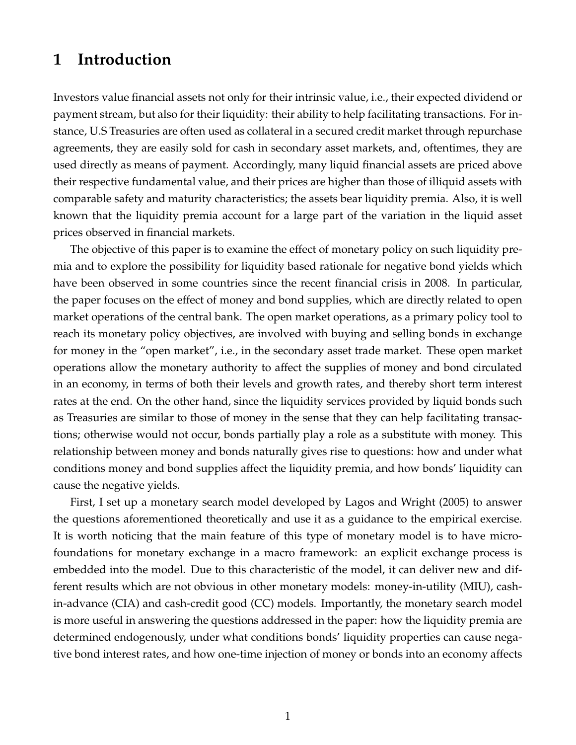# 1 Introduction

Investors value financial assets not only for their intrinsic value, i.e., their expected dividend or payment stream, but also for their liquidity: their ability to help facilitating transactions. For instance, U.S Treasuries are often used as collateral in a secured credit market through repurchase agreements, they are easily sold for cash in secondary asset markets, and, oftentimes, they are used directly as means of payment. Accordingly, many liquid financial assets are priced above their respective fundamental value, and their prices are higher than those of illiquid assets with comparable safety and maturity characteristics; the assets bear liquidity premia. Also, it is well known that the liquidity premia account for a large part of the variation in the liquid asset prices observed in financial markets.

The objective of this paper is to examine the effect of monetary policy on such liquidity premia and to explore the possibility for liquidity based rationale for negative bond yields which have been observed in some countries since the recent financial crisis in 2008. In particular, the paper focuses on the effect of money and bond supplies, which are directly related to open market operations of the central bank. The open market operations, as a primary policy tool to reach its monetary policy objectives, are involved with buying and selling bonds in exchange for money in the "open market", i.e., in the secondary asset trade market. These open market operations allow the monetary authority to affect the supplies of money and bond circulated in an economy, in terms of both their levels and growth rates, and thereby short term interest rates at the end. On the other hand, since the liquidity services provided by liquid bonds such as Treasuries are similar to those of money in the sense that they can help facilitating transactions; otherwise would not occur, bonds partially play a role as a substitute with money. This relationship between money and bonds naturally gives rise to questions: how and under what conditions money and bond supplies affect the liquidity premia, and how bonds' liquidity can cause the negative yields.

First, I set up a monetary search model developed by Lagos and Wright (2005) to answer the questions aforementioned theoretically and use it as a guidance to the empirical exercise. It is worth noticing that the main feature of this type of monetary model is to have micro-foundations for monetary exchange in a macro framework: an explicit exchange process is embedded into the model. Due to this characteristic of the model, it can deliver new and different results which are not obvious in other monetary models: money-in-utility (MIU), cash-in-advance (CIA) and cash-credit good (CC) models. Importantly, the monetary search model is more useful in answering the questions addressed in the paper: how the liquidity premia are determined endogenously, under what conditions bonds' liquidity properties can cause negative bond interest rates, and how one-time injection of money or bonds into an economy affects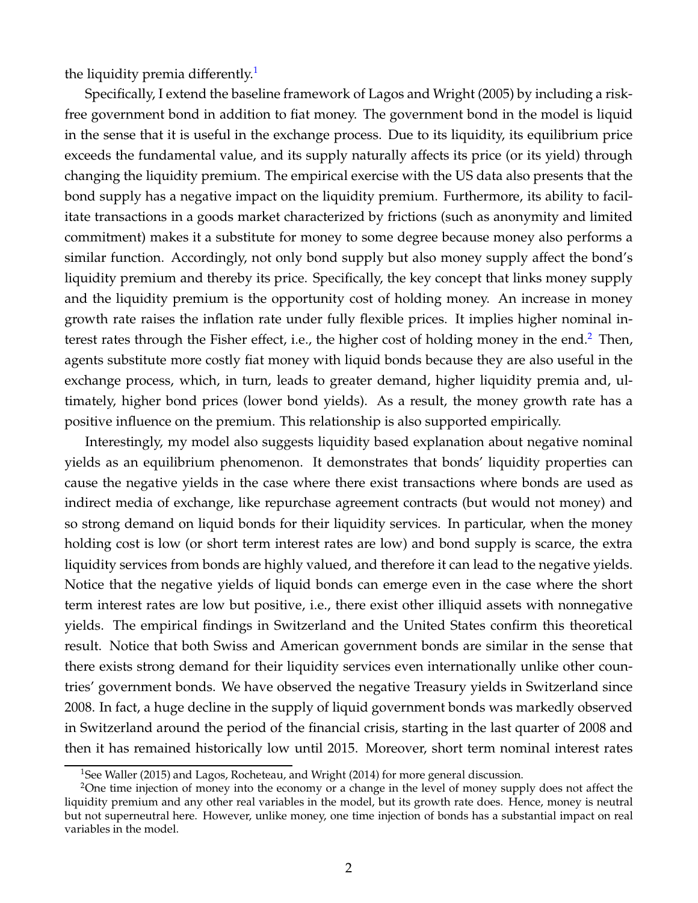the liquidity premia differently.[1]

Specifically, I extend the baseline framework of Lagos and Wright (2005) by including a risk-free government bond in addition to fiat money. The government bond in the model is liquid in the sense that it is useful in the exchange process. Due to its liquidity, its equilibrium price exceeds the fundamental value, and its supply naturally affects its price (or its yield) through changing the liquidity premium. The empirical exercise with the US data also presents that the bond supply has a negative impact on the liquidity premium. Furthermore, its ability to facilitate transactions in a goods market characterized by frictions (such as anonymity and limited commitment) makes it a substitute for money to some degree because money also performs a similar function. Accordingly, not only bond supply but also money supply affect the bond's liquidity premium and thereby its price. Specifically, the key concept that links money supply and the liquidity premium is the opportunity cost of holding money. An increase in money growth rate raises the inflation rate under fully flexible prices. It implies higher nominal interest rates through the Fisher effect, i.e., the higher cost of holding money in the end.[2] Then, agents substitute more costly fiat money with liquid bonds because they are also useful in the exchange process, which, in turn, leads to greater demand, higher liquidity premia and, ultimately, higher bond prices (lower bond yields). As a result, the money growth rate has a positive influence on the premium. This relationship is also supported empirically.

Interestingly, my model also suggests liquidity based explanation about negative nominal yields as an equilibrium phenomenon. It demonstrates that bonds' liquidity properties can cause the negative yields in the case where there exist transactions where bonds are used as indirect media of exchange, like repurchase agreement contracts (but would not money) and so strong demand on liquid bonds for their liquidity services. In particular, when the money holding cost is low (or short term interest rates are low) and bond supply is scarce, the extra liquidity services from bonds are highly valued, and therefore it can lead to the negative yields. Notice that the negative yields of liquid bonds can emerge even in the case where the short term interest rates are low but positive, i.e., there exist other illiquid assets with nonnegative yields. The empirical findings in Switzerland and the United States confirm this theoretical result. Notice that both Swiss and American government bonds are similar in the sense that there exists strong demand for their liquidity services even internationally unlike other countries' government bonds. We have observed the negative Treasury yields in Switzerland since 2008. In fact, a huge decline in the supply of liquid government bonds was markedly observed in Switzerland around the period of the financial crisis, starting in the last quarter of 2008 and then it has remained historically low until 2015. Moreover, short term nominal interest rates

---

[1] See Waller (2015) and Lagos, Rocheteau, and Wright (2014) for more general discussion.

[2] One time injection of money into the economy or a change in the level of money supply does not affect the liquidity premium and any other real variables in the model, but its growth rate does. Hence, money is neutral but not superneutral here. However, unlike money, one time injection of bonds has a substantial impact on real variables in the model.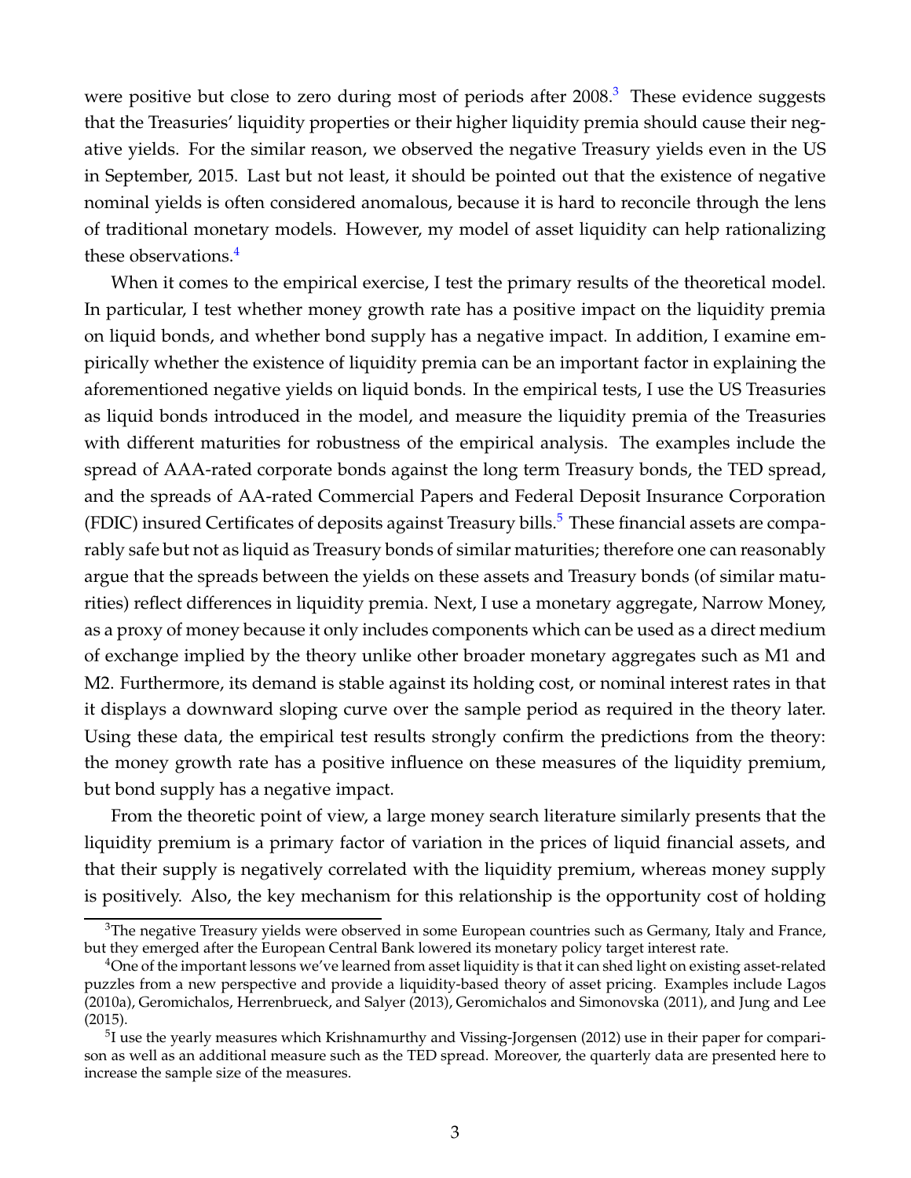were positive but close to zero during most of periods after 2008.[3] These evidence suggests that the Treasuries' liquidity properties or their higher liquidity premia should cause their negative yields. For the similar reason, we observed the negative Treasury yields even in the US in September, 2015. Last but not least, it should be pointed out that the existence of negative nominal yields is often considered anomalous, because it is hard to reconcile through the lens of traditional monetary models. However, my model of asset liquidity can help rationalizing these observations.[4]

When it comes to the empirical exercise, I test the primary results of the theoretical model. In particular, I test whether money growth rate has a positive impact on the liquidity premia on liquid bonds, and whether bond supply has a negative impact. In addition, I examine empirically whether the existence of liquidity premia can be an important factor in explaining the aforementioned negative yields on liquid bonds. In the empirical tests, I use the US Treasuries as liquid bonds introduced in the model, and measure the liquidity premia of the Treasuries with different maturities for robustness of the empirical analysis. The examples include the spread of AAA-rated corporate bonds against the long term Treasury bonds, the TED spread, and the spreads of AA-rated Commercial Papers and Federal Deposit Insurance Corporation (FDIC) insured Certificates of deposits against Treasury bills.[5] These financial assets are comparably safe but not as liquid as Treasury bonds of similar maturities; therefore one can reasonably argue that the spreads between the yields on these assets and Treasury bonds (of similar maturities) reflect differences in liquidity premia. Next, I use a monetary aggregate, Narrow Money, as a proxy of money because it only includes components which can be used as a direct medium of exchange implied by the theory unlike other broader monetary aggregates such as M1 and M2. Furthermore, its demand is stable against its holding cost, or nominal interest rates in that it displays a downward sloping curve over the sample period as required in the theory later. Using these data, the empirical test results strongly confirm the predictions from the theory: the money growth rate has a positive influence on these measures of the liquidity premium, but bond supply has a negative impact.

From the theoretic point of view, a large money search literature similarly presents that the liquidity premium is a primary factor of variation in the prices of liquid financial assets, and that their supply is negatively correlated with the liquidity premium, whereas money supply is positively. Also, the key mechanism for this relationship is the opportunity cost of holding

[3] The negative Treasury yields were observed in some European countries such as Germany, Italy and France, but they emerged after the European Central Bank lowered its monetary policy target interest rate.

[4] One of the important lessons we've learned from asset liquidity is that it can shed light on existing asset-related puzzles from a new perspective and provide a liquidity-based theory of asset pricing. Examples include Lagos (2010a), Geromichalos, Herrenbrueck, and Salyer (2013), Geromichalos and Simonovska (2011), and Jung and Lee (2015).

[5] I use the yearly measures which Krishnamurthy and Vissing-Jorgensen (2012) use in their paper for comparison as well as an additional measure such as the TED spread. Moreover, the quarterly data are presented here to increase the sample size of the measures.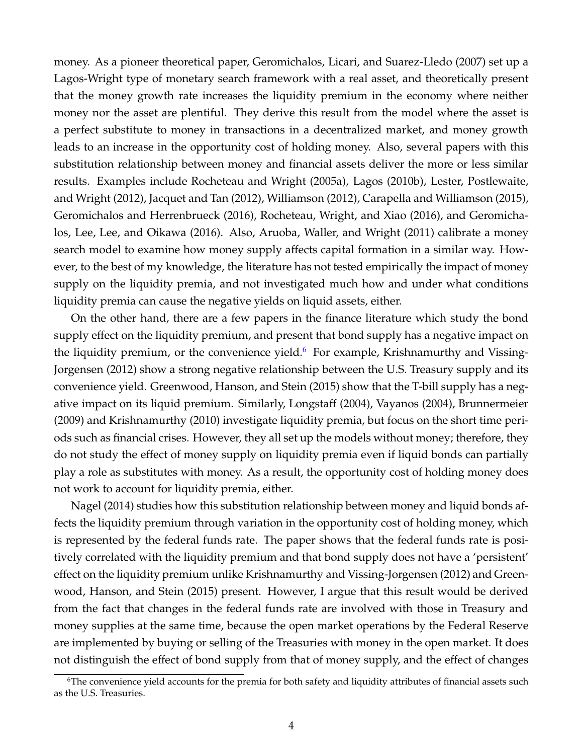money. As a pioneer theoretical paper, Geromichalos, Licari, and Suarez-Lledo (2007) set up a Lagos-Wright type of monetary search framework with a real asset, and theoretically present that the money growth rate increases the liquidity premium in the economy where neither money nor the asset are plentiful. They derive this result from the model where the asset is a perfect substitute to money in transactions in a decentralized market, and money growth leads to an increase in the opportunity cost of holding money. Also, several papers with this substitution relationship between money and financial assets deliver the more or less similar results. Examples include Rocheteau and Wright (2005a), Lagos (2010b), Lester, Postlewaite, and Wright (2012), Jacquet and Tan (2012), Williamson (2012), Carapella and Williamson (2015), Geromichalos and Herrenbrueck (2016), Rocheteau, Wright, and Xiao (2016), and Geromichalos, Lee, Lee, and Oikawa (2016). Also, Aruoba, Waller, and Wright (2011) calibrate a money search model to examine how money supply affects capital formation in a similar way. However, to the best of my knowledge, the literature has not tested empirically the impact of money supply on the liquidity premia, and not investigated much how and under what conditions liquidity premia can cause the negative yields on liquid assets, either.

On the other hand, there are a few papers in the finance literature which study the bond supply effect on the liquidity premium, and present that bond supply has a negative impact on the liquidity premium, or the convenience yield.[6] For example, Krishnamurthy and Vissing-Jorgensen (2012) show a strong negative relationship between the U.S. Treasury supply and its convenience yield. Greenwood, Hanson, and Stein (2015) show that the T-bill supply has a negative impact on its liquid premium. Similarly, Longstaff (2004), Vayanos (2004), Brunnermeier (2009) and Krishnamurthy (2010) investigate liquidity premia, but focus on the short time periods such as financial crises. However, they all set up the models without money; therefore, they do not study the effect of money supply on liquidity premia even if liquid bonds can partially play a role as substitutes with money. As a result, the opportunity cost of holding money does not work to account for liquidity premia, either.

Nagel (2014) studies how this substitution relationship between money and liquid bonds affects the liquidity premium through variation in the opportunity cost of holding money, which is represented by the federal funds rate. The paper shows that the federal funds rate is positively correlated with the liquidity premium and that bond supply does not have a 'persistent' effect on the liquidity premium unlike Krishnamurthy and Vissing-Jorgensen (2012) and Greenwood, Hanson, and Stein (2015) present. However, I argue that this result would be derived from the fact that changes in the federal funds rate are involved with those in Treasury and money supplies at the same time, because the open market operations by the Federal Reserve are implemented by buying or selling of the Treasuries with money in the open market. It does not distinguish the effect of bond supply from that of money supply, and the effect of changes

[6] The convenience yield accounts for the premia for both safety and liquidity attributes of financial assets such as the U.S. Treasuries.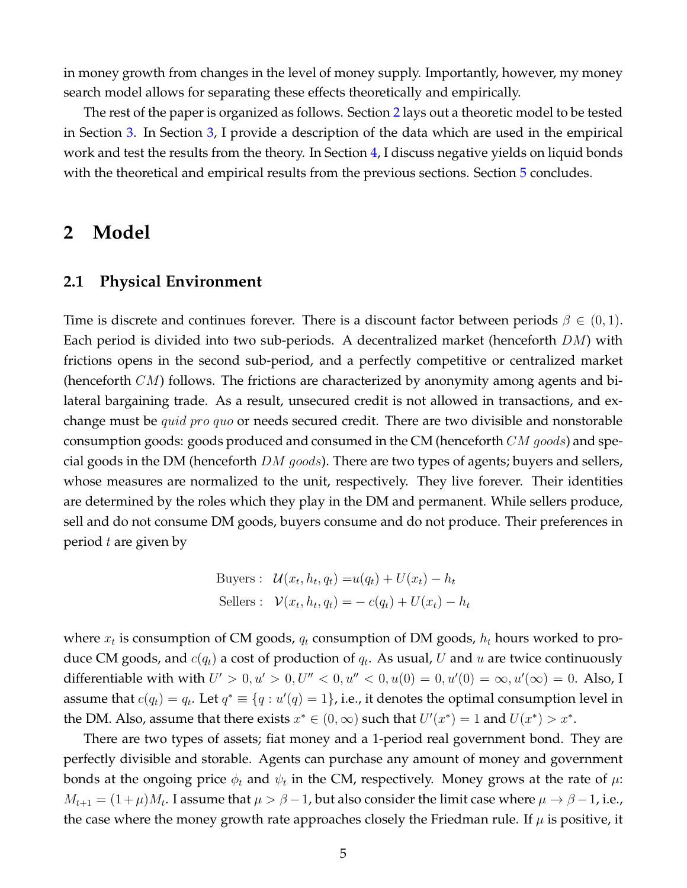in money growth from changes in the level of money supply. Importantly, however, my money search model allows for separating these effects theoretically and empirically.

The rest of the paper is organized as follows. Section 2 lays out a theoretic model to be tested in Section 3. In Section 3, I provide a description of the data which are used in the empirical work and test the results from the theory. In Section 4, I discuss negative yields on liquid bonds with the theoretical and empirical results from the previous sections. Section 5 concludes.

# 2 Model

## 2.1 Physical Environment

Time is discrete and continues forever. There is a discount factor between periods $\beta \in (0,1)$. Each period is divided into two sub-periods. A decentralized market (henceforth $DM$) with frictions opens in the second sub-period, and a perfectly competitive or centralized market (henceforth $CM$) follows. The frictions are characterized by anonymity among agents and bilateral bargaining trade. As a result, unsecured credit is not allowed in transactions, and exchange must be *quid pro quo* or needs secured credit. There are two divisible and nonstorable consumption goods: goods produced and consumed in the CM (henceforth $CM$ *goods*) and special goods in the DM (henceforth $DM$ *goods*). There are two types of agents; buyers and sellers, whose measures are normalized to the unit, respectively. They live forever. Their identities are determined by the roles which they play in the DM and permanent. While sellers produce, sell and do not consume DM goods, buyers consume and do not produce. Their preferences in period $t$ are given by

$$
\begin{aligned}
\text{Buyers}: \quad & \mathcal{U}(x_t, h_t, q_t) = u(q_t) + U(x_t) - h_t \\
\text{Sellers}: \quad & \mathcal{V}(x_t, h_t, q_t) = -c(q_t) + U(x_t) - h_t
\end{aligned}
$$

where $x_t$ is consumption of CM goods, $q_t$ consumption of DM goods, $h_t$ hours worked to produce CM goods, and $c(q_t)$ a cost of production of $q_t$. As usual, $U$ and $u$ are twice continuously differentiable with with $U' > 0, u' > 0, U'' < 0, u'' < 0, u(0) = 0, u'(0) = \infty, u'(\infty) = 0$. Also, I assume that $c(q_t) = q_t$. Let $q^* \equiv \{q : u'(q) = 1\}$, i.e., it denotes the optimal consumption level in the DM. Also, assume that there exists $x^* \in (0, \infty)$ such that $U'(x^*) = 1$ and $U(x^*) > x^*$.

There are two types of assets; fiat money and a 1-period real government bond. They are perfectly divisible and storable. Agents can purchase any amount of money and government bonds at the ongoing price $\phi_t$ and $\psi_t$ in the CM, respectively. Money grows at the rate of $\mu$: $M_{t+1} = (1+\mu)M_t$. I assume that $\mu > \beta - 1$, but also consider the limit case where $\mu \to \beta - 1$, i.e., the case where the money growth rate approaches closely the Friedman rule. If $\mu$ is positive, it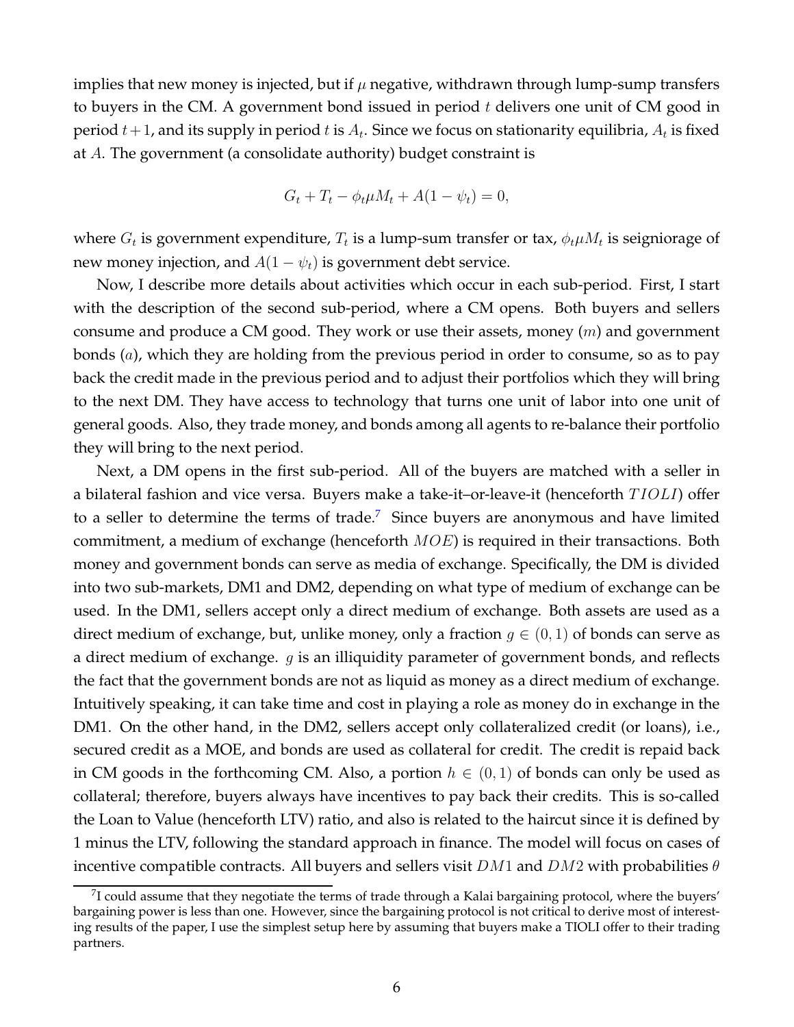implies that new money is injected, but if $\mu$ negative, withdrawn through lump-sump transfers to buyers in the CM. A government bond issued in period $t$ delivers one unit of CM good in period $t+1$, and its supply in period $t$ is $A_t$. Since we focus on stationarity equilibria, $A_t$ is fixed at $A$. The government (a consolidate authority) budget constraint is

$$G_t + T_t - \phi_t \mu M_t + A(1 - \psi_t) = 0,$$

where $G_t$ is government expenditure, $T_t$ is a lump-sum transfer or tax, $\phi_t \mu M_t$ is seigniorage of new money injection, and $A(1 - \psi_t)$ is government debt service.

Now, I describe more details about activities which occur in each sub-period. First, I start with the description of the second sub-period, where a CM opens. Both buyers and sellers consume and produce a CM good. They work or use their assets, money ($m$) and government bonds ($a$), which they are holding from the previous period in order to consume, so as to pay back the credit made in the previous period and to adjust their portfolios which they will bring to the next DM. They have access to technology that turns one unit of labor into one unit of general goods. Also, they trade money, and bonds among all agents to re-balance their portfolio they will bring to the next period.

Next, a DM opens in the first sub-period. All of the buyers are matched with a seller in a bilateral fashion and vice versa. Buyers make a take-it–or-leave-it (henceforth $TIOLI$) offer to a seller to determine the terms of trade.[7] Since buyers are anonymous and have limited commitment, a medium of exchange (henceforth $MOE$) is required in their transactions. Both money and government bonds can serve as media of exchange. Specifically, the DM is divided into two sub-markets, DM1 and DM2, depending on what type of medium of exchange can be used. In the DM1, sellers accept only a direct medium of exchange. Both assets are used as a direct medium of exchange, but, unlike money, only a fraction $g \in (0, 1)$ of bonds can serve as a direct medium of exchange. $g$ is an illiquidity parameter of government bonds, and reflects the fact that the government bonds are not as liquid as money as a direct medium of exchange. Intuitively speaking, it can take time and cost in playing a role as money do in exchange in the DM1. On the other hand, in the DM2, sellers accept only collateralized credit (or loans), i.e., secured credit as a MOE, and bonds are used as collateral for credit. The credit is repaid back in CM goods in the forthcoming CM. Also, a portion $h \in (0, 1)$ of bonds can only be used as collateral; therefore, buyers always have incentives to pay back their credits. This is so-called the Loan to Value (henceforth LTV) ratio, and also is related to the haircut since it is defined by 1 minus the LTV, following the standard approach in finance. The model will focus on cases of incentive compatible contracts. All buyers and sellers visit $DM1$ and $DM2$ with probabilities $\theta$

[7] I could assume that they negotiate the terms of trade through a Kalai bargaining protocol, where the buyers' bargaining power is less than one. However, since the bargaining protocol is not critical to derive most of interesting results of the paper, I use the simplest setup here by assuming that buyers make a TIOLI offer to their trading partners.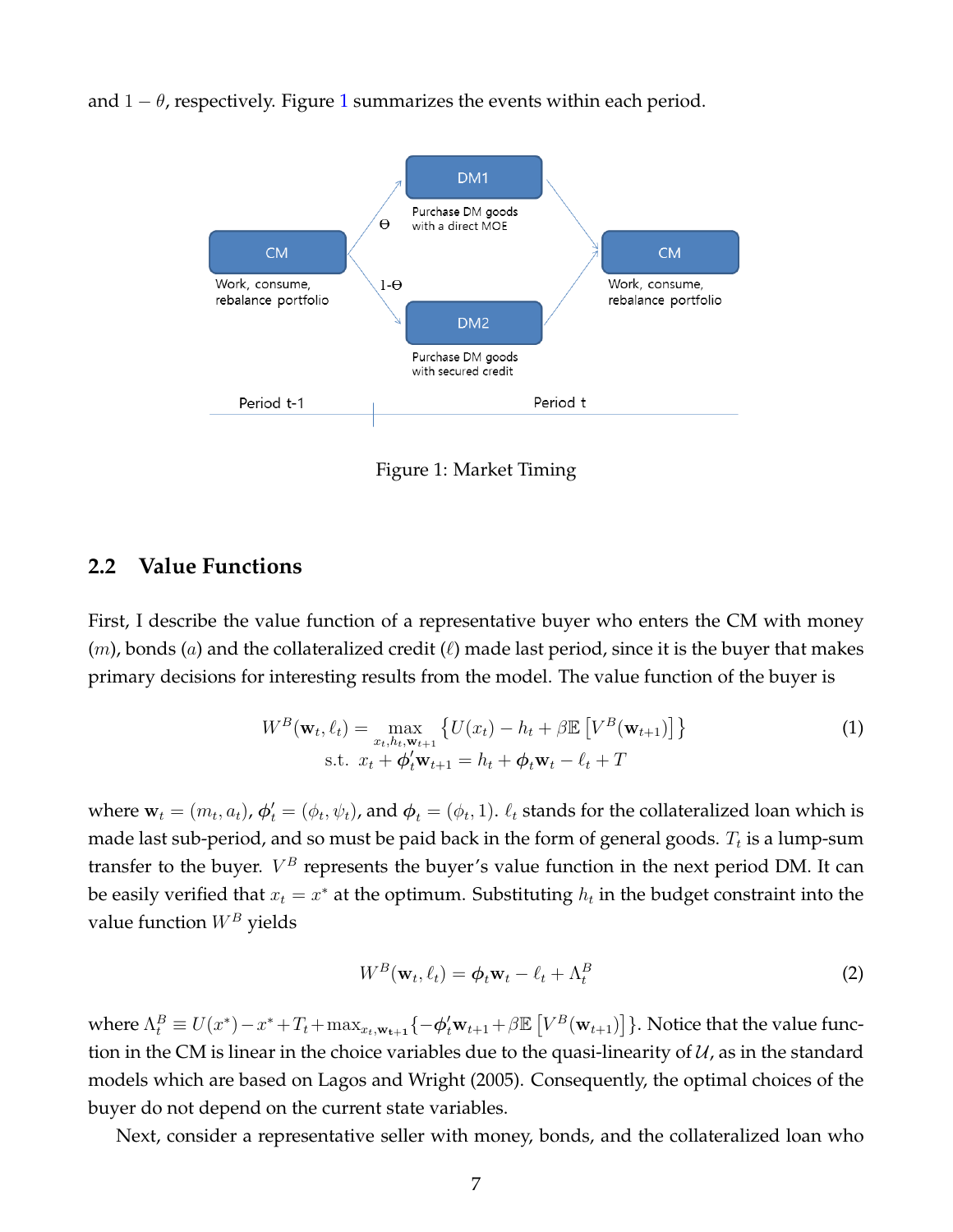and $1-\theta$, respectively. Figure 1 summarizes the events within each period.

Figure 1: Market Timing

## 2.2 Value Functions

First, I describe the value function of a representative buyer who enters the CM with money ($m$), bonds ($a$) and the collateralized credit ($\ell$) made last period, since it is the buyer that makes primary decisions for interesting results from the model. The value function of the buyer is

$$W^B(\mathbf{w}_t, \ell_t) = \max_{x_t, h_t, \mathbf{w}_{t+1}} \left\{ U(x_t) - h_t + \beta \mathbb{E}\left[V^B(\mathbf{w}_{t+1})\right] \right\} \tag{1}$$
$$\text{s.t. } x_t + \boldsymbol{\phi}_t' \mathbf{w}_{t+1} = h_t + \boldsymbol{\phi}_t \mathbf{w}_t - \ell_t + T$$

where $\mathbf{w}_t = (m_t, a_t)$, $\boldsymbol{\phi}_t' = (\phi_t, \psi_t)$, and $\boldsymbol{\phi}_t = (\phi_t, 1)$. $\ell_t$ stands for the collateralized loan which is made last sub-period, and so must be paid back in the form of general goods. $T_t$ is a lump-sum transfer to the buyer. $V^B$ represents the buyer's value function in the next period DM. It can be easily verified that $x_t = x^*$ at the optimum. Substituting $h_t$ in the budget constraint into the value function $W^B$ yields

$$W^B(\mathbf{w}_t, \ell_t) = \boldsymbol{\phi}_t \mathbf{w}_t - \ell_t + \Lambda_t^B \tag{2}$$

where $\Lambda_t^B \equiv U(x^*) - x^* + T_t + \max_{x_t, \mathbf{w}_{t+1}} \{-\boldsymbol{\phi}_t' \mathbf{w}_{t+1} + \beta \mathbb{E}\left[V^B(\mathbf{w}_{t+1})\right]\}$. Notice that the value function in the CM is linear in the choice variables due to the quasi-linearity of $\mathcal{U}$, as in the standard models which are based on Lagos and Wright (2005). Consequently, the optimal choices of the buyer do not depend on the current state variables.

Next, consider a representative seller with money, bonds, and the collateralized loan who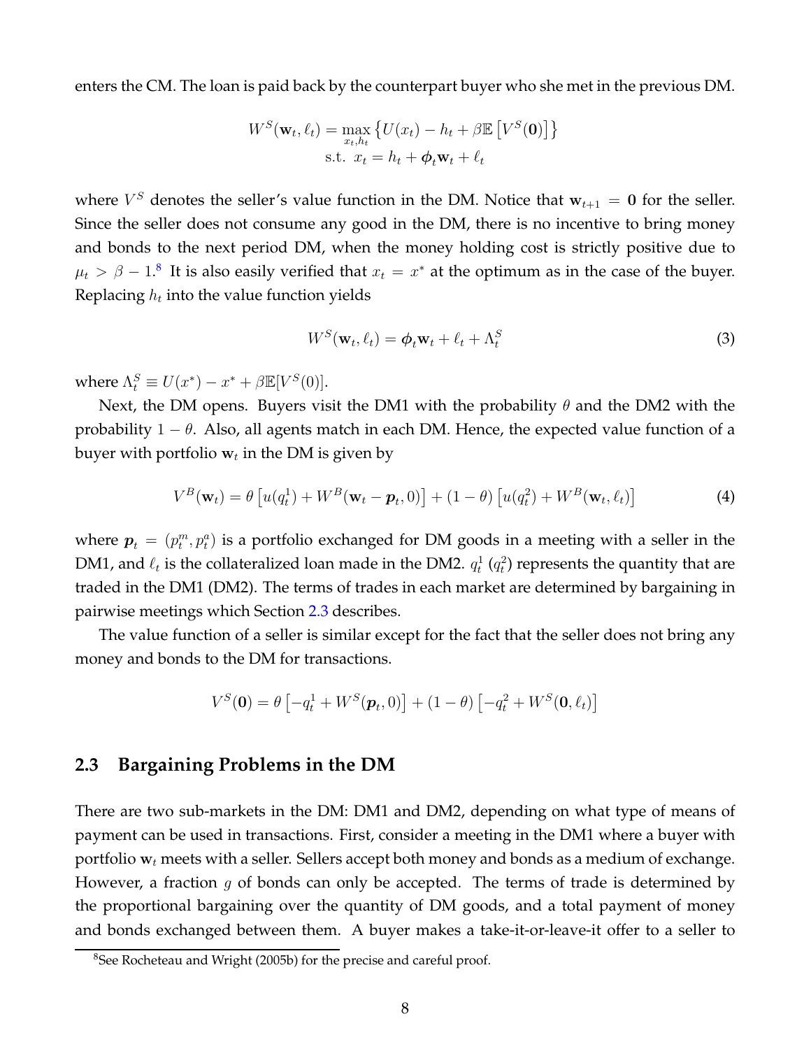enters the CM. The loan is paid back by the counterpart buyer who she met in the previous DM.

$$W^S(\mathbf{w}_t, \ell_t) = \max_{x_t, h_t} \left\{ U(x_t) - h_t + \beta \mathbb{E}\left[V^S(\mathbf{0})\right] \right\}$$
$$\text{s.t. } x_t = h_t + \boldsymbol{\phi}_t \mathbf{w}_t + \ell_t$$

where $V^S$ denotes the seller's value function in the DM. Notice that $\mathbf{w}_{t+1} = \mathbf{0}$ for the seller. Since the seller does not consume any good in the DM, there is no incentive to bring money and bonds to the next period DM, when the money holding cost is strictly positive due to $\mu_t > \beta - 1$.[8] It is also easily verified that $x_t = x^*$ at the optimum as in the case of the buyer. Replacing $h_t$ into the value function yields

$$W^S(\mathbf{w}_t, \ell_t) = \boldsymbol{\phi}_t \mathbf{w}_t + \ell_t + \Lambda_t^S \tag{3}$$

where $\Lambda_t^S \equiv U(x^*) - x^* + \beta \mathbb{E}[V^S(0)]$.

Next, the DM opens. Buyers visit the DM1 with the probability $\theta$ and the DM2 with the probability $1 - \theta$. Also, all agents match in each DM. Hence, the expected value function of a buyer with portfolio $\mathbf{w}_t$ in the DM is given by

$$V^B(\mathbf{w}_t) = \theta \left[u(q_t^1) + W^B(\mathbf{w}_t - \boldsymbol{p}_t, 0)\right] + (1 - \theta)\left[u(q_t^2) + W^B(\mathbf{w}_t, \ell_t)\right] \tag{4}$$

where $\boldsymbol{p}_t = (p_t^m, p_t^a)$ is a portfolio exchanged for DM goods in a meeting with a seller in the DM1, and $\ell_t$ is the collateralized loan made in the DM2. $q_t^1$ ($q_t^2$) represents the quantity that are traded in the DM1 (DM2). The terms of trades in each market are determined by bargaining in pairwise meetings which Section 2.3 describes.

The value function of a seller is similar except for the fact that the seller does not bring any money and bonds to the DM for transactions.

$$V^S(\mathbf{0}) = \theta \left[-q_t^1 + W^S(\boldsymbol{p}_t, 0)\right] + (1 - \theta)\left[-q_t^2 + W^S(\mathbf{0}, \ell_t)\right]$$

## 2.3 Bargaining Problems in the DM

There are two sub-markets in the DM: DM1 and DM2, depending on what type of means of payment can be used in transactions. First, consider a meeting in the DM1 where a buyer with portfolio $\mathbf{w}_t$ meets with a seller. Sellers accept both money and bonds as a medium of exchange. However, a fraction $g$ of bonds can only be accepted. The terms of trade is determined by the proportional bargaining over the quantity of DM goods, and a total payment of money and bonds exchanged between them. A buyer makes a take-it-or-leave-it offer to a seller to

[8] See Rocheteau and Wright (2005b) for the precise and careful proof.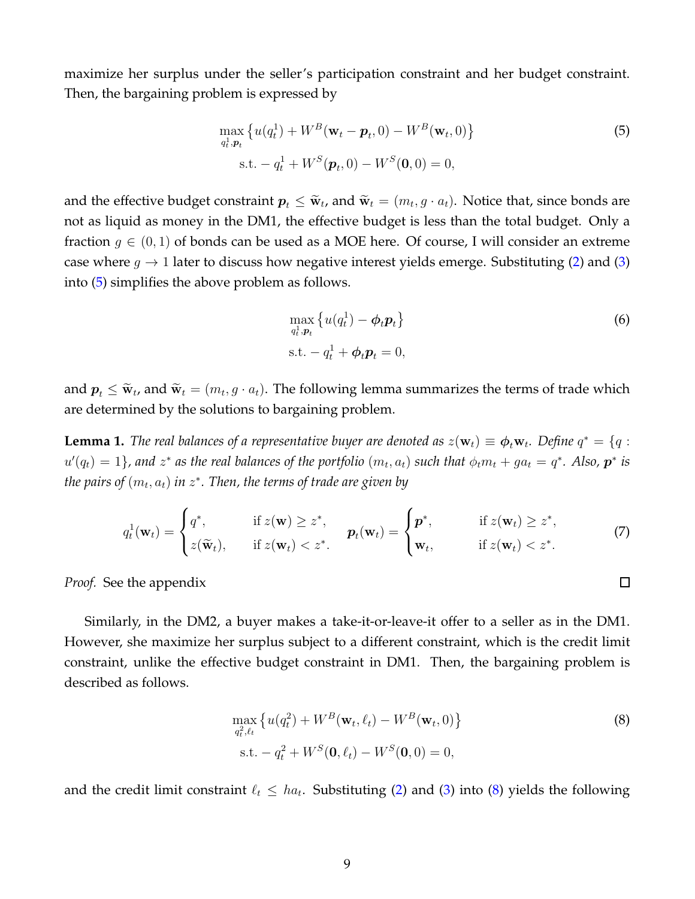maximize her surplus under the seller's participation constraint and her budget constraint. Then, the bargaining problem is expressed by

$$\max_{q_t^1, \boldsymbol{p}_t} \left\{ u(q_t^1) + W^B(\mathbf{w}_t - \boldsymbol{p}_t, 0) - W^B(\mathbf{w}_t, 0) \right\} \tag{5}$$
$$\text{s.t.} - q_t^1 + W^S(\boldsymbol{p}_t, 0) - W^S(\mathbf{0}, 0) = 0,$$

and the effective budget constraint $\boldsymbol{p}_t \leq \widetilde{\mathbf{w}}_t$, and $\widetilde{\mathbf{w}}_t = (m_t, g \cdot a_t)$. Notice that, since bonds are not as liquid as money in the DM1, the effective budget is less than the total budget. Only a fraction $g \in (0, 1)$ of bonds can be used as a MOE here. Of course, I will consider an extreme case where $g \to 1$ later to discuss how negative interest yields emerge. Substituting (2) and (3) into (5) simplifies the above problem as follows.

$$\max_{q_t^1, \boldsymbol{p}_t} \left\{ u(q_t^1) - \boldsymbol{\phi}_t \boldsymbol{p}_t \right\} \tag{6}$$
$$\text{s.t.} - q_t^1 + \boldsymbol{\phi}_t \boldsymbol{p}_t = 0,$$

and $\boldsymbol{p}_t \leq \widetilde{\mathbf{w}}_t$, and $\widetilde{\mathbf{w}}_t = (m_t, g \cdot a_t)$. The following lemma summarizes the terms of trade which are determined by the solutions to bargaining problem.

**Lemma 1.** *The real balances of a representative buyer are denoted as $z(\mathbf{w}_t) \equiv \boldsymbol{\phi}_t \mathbf{w}_t$. Define $q^* = \{q : u'(q_t) = 1\}$, and $z^*$ as the real balances of the portfolio $(m_t, a_t)$ such that $\phi_t m_t + g a_t = q^*$. Also, $\boldsymbol{p}^*$ is the pairs of $(m_t, a_t)$ in $z^*$. Then, the terms of trade are given by*

$$q_t^1(\mathbf{w}_t) = \begin{cases} q^*, & \text{if } z(\mathbf{w}) \geq z^*, \\ z(\widetilde{\mathbf{w}}_t), & \text{if } z(\mathbf{w}_t) < z^*. \end{cases} \quad \boldsymbol{p}_t(\mathbf{w}_t) = \begin{cases} \boldsymbol{p}^*, & \text{if } z(\mathbf{w}_t) \geq z^*, \\ \mathbf{w}_t, & \text{if } z(\mathbf{w}_t) < z^*. \end{cases} \tag{7}$$

*Proof.* See the appendix □

Similarly, in the DM2, a buyer makes a take-it-or-leave-it offer to a seller as in the DM1. However, she maximize her surplus subject to a different constraint, which is the credit limit constraint, unlike the effective budget constraint in DM1. Then, the bargaining problem is described as follows.

$$\max_{q_t^2, \ell_t} \left\{ u(q_t^2) + W^B(\mathbf{w}_t, \ell_t) - W^B(\mathbf{w}_t, 0) \right\} \tag{8}$$
$$\text{s.t.} - q_t^2 + W^S(\mathbf{0}, \ell_t) - W^S(\mathbf{0}, 0) = 0,$$

and the credit limit constraint $\ell_t \leq h a_t$. Substituting (2) and (3) into (8) yields the following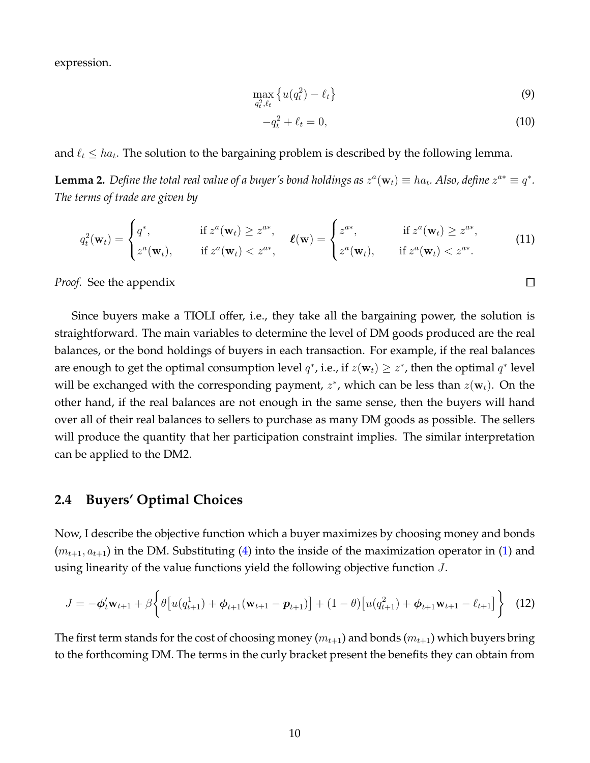expression.

$$\max_{q_t^2, \ell_t} \left\{ u(q_t^2) - \ell_t \right\} \tag{9}$$

$$-q_t^2 + \ell_t = 0, \tag{10}$$

and $\ell_t \leq ha_t$. The solution to the bargaining problem is described by the following lemma.

**Lemma 2.** *Define the total real value of a buyer's bond holdings as $z^a(\mathbf{w}_t) \equiv ha_t$. Also, define $z^{a*} \equiv q^*$. The terms of trade are given by*

$$q_t^2(\mathbf{w}_t) = \begin{cases} q^*, & \text{if } z^a(\mathbf{w}_t) \geq z^{a*}, \\ z^a(\mathbf{w}_t), & \text{if } z^a(\mathbf{w}_t) < z^{a*}, \end{cases} \quad \boldsymbol{\ell}(\mathbf{w}) = \begin{cases} z^{a*}, & \text{if } z^a(\mathbf{w}_t) \geq z^{a*}, \\ z^a(\mathbf{w}_t), & \text{if } z^a(\mathbf{w}_t) < z^{a*}. \end{cases} \tag{11}$$

*Proof.* See the appendix □

Since buyers make a TIOLI offer, i.e., they take all the bargaining power, the solution is straightforward. The main variables to determine the level of DM goods produced are the real balances, or the bond holdings of buyers in each transaction. For example, if the real balances are enough to get the optimal consumption level $q^*$, i.e., if $z(\mathbf{w}_t) \geq z^*$, then the optimal $q^*$ level will be exchanged with the corresponding payment, $z^*$, which can be less than $z(\mathbf{w}_t)$. On the other hand, if the real balances are not enough in the same sense, then the buyers will hand over all of their real balances to sellers to purchase as many DM goods as possible. The sellers will produce the quantity that her participation constraint implies. The similar interpretation can be applied to the DM2.

## 2.4 Buyers' Optimal Choices

Now, I describe the objective function which a buyer maximizes by choosing money and bonds $(m_{t+1}, a_{t+1})$ in the DM. Substituting (4) into the inside of the maximization operator in (1) and using linearity of the value functions yield the following objective function $J$.

$$J = -\boldsymbol{\phi}_t' \mathbf{w}_{t+1} + \beta \left\{ \theta \left[ u(q_{t+1}^1) + \boldsymbol{\phi}_{t+1}(\mathbf{w}_{t+1} - \boldsymbol{p}_{t+1}) \right] + (1-\theta) \left[ u(q_{t+1}^2) + \boldsymbol{\phi}_{t+1}\mathbf{w}_{t+1} - \ell_{t+1} \right] \right\} \tag{12}$$

The first term stands for the cost of choosing money $(m_{t+1})$ and bonds $(m_{t+1})$ which buyers bring to the forthcoming DM. The terms in the curly bracket present the benefits they can obtain from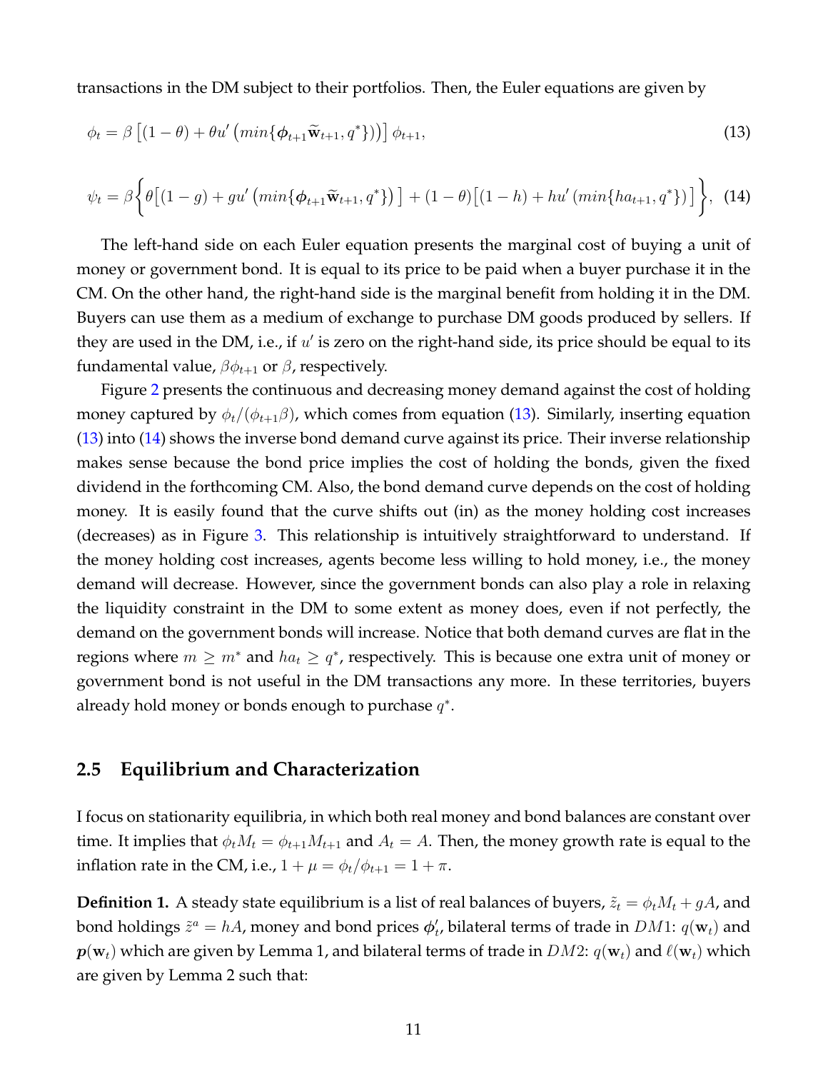transactions in the DM subject to their portfolios. Then, the Euler equations are given by

$$\phi_t = \beta \left[(1-\theta) + \theta u'\left(min\{\boldsymbol{\phi}_{t+1}\widetilde{\mathbf{w}}_{t+1}, q^*\}\right)\right]\phi_{t+1}, \tag{13}$$

$$\psi_t = \beta \bigg\{ \theta\big[(1-g) + gu'\left(min\{\boldsymbol{\phi}_{t+1}\widetilde{\mathbf{w}}_{t+1}, q^*\}\right)\big] + (1-\theta)\big[(1-h) + hu'\left(min\{ha_{t+1}, q^*\}\right)\big]\bigg\}, \tag{14}$$

The left-hand side on each Euler equation presents the marginal cost of buying a unit of money or government bond. It is equal to its price to be paid when a buyer purchase it in the CM. On the other hand, the right-hand side is the marginal benefit from holding it in the DM. Buyers can use them as a medium of exchange to purchase DM goods produced by sellers. If they are used in the DM, i.e., if $u'$ is zero on the right-hand side, its price should be equal to its fundamental value, $\beta\phi_{t+1}$ or $\beta$, respectively.

Figure 2 presents the continuous and decreasing money demand against the cost of holding money captured by $\phi_t/(\phi_{t+1}\beta)$, which comes from equation (13). Similarly, inserting equation (13) into (14) shows the inverse bond demand curve against its price. Their inverse relationship makes sense because the bond price implies the cost of holding the bonds, given the fixed dividend in the forthcoming CM. Also, the bond demand curve depends on the cost of holding money. It is easily found that the curve shifts out (in) as the money holding cost increases (decreases) as in Figure 3. This relationship is intuitively straightforward to understand. If the money holding cost increases, agents become less willing to hold money, i.e., the money demand will decrease. However, since the government bonds can also play a role in relaxing the liquidity constraint in the DM to some extent as money does, even if not perfectly, the demand on the government bonds will increase. Notice that both demand curves are flat in the regions where $m \geq m^*$ and $ha_t \geq q^*$, respectively. This is because one extra unit of money or government bond is not useful in the DM transactions any more. In these territories, buyers already hold money or bonds enough to purchase $q^*$.

## 2.5 Equilibrium and Characterization

I focus on stationarity equilibria, in which both real money and bond balances are constant over time. It implies that $\phi_t M_t = \phi_{t+1}M_{t+1}$ and $A_t = A$. Then, the money growth rate is equal to the inflation rate in the CM, i.e., $1+\mu = \phi_t/\phi_{t+1} = 1+\pi$.

**Definition 1.** A steady state equilibrium is a list of real balances of buyers, $\tilde{z}_t = \phi_t M_t + gA$, and bond holdings $\tilde{z}^a = hA$, money and bond prices $\boldsymbol{\phi}'_t$, bilateral terms of trade in $DM1$: $q(\mathbf{w}_t)$ and $\boldsymbol{p}(\mathbf{w}_t)$ which are given by Lemma 1, and bilateral terms of trade in $DM2$: $q(\mathbf{w}_t)$ and $\ell(\mathbf{w}_t)$ which are given by Lemma 2 such that: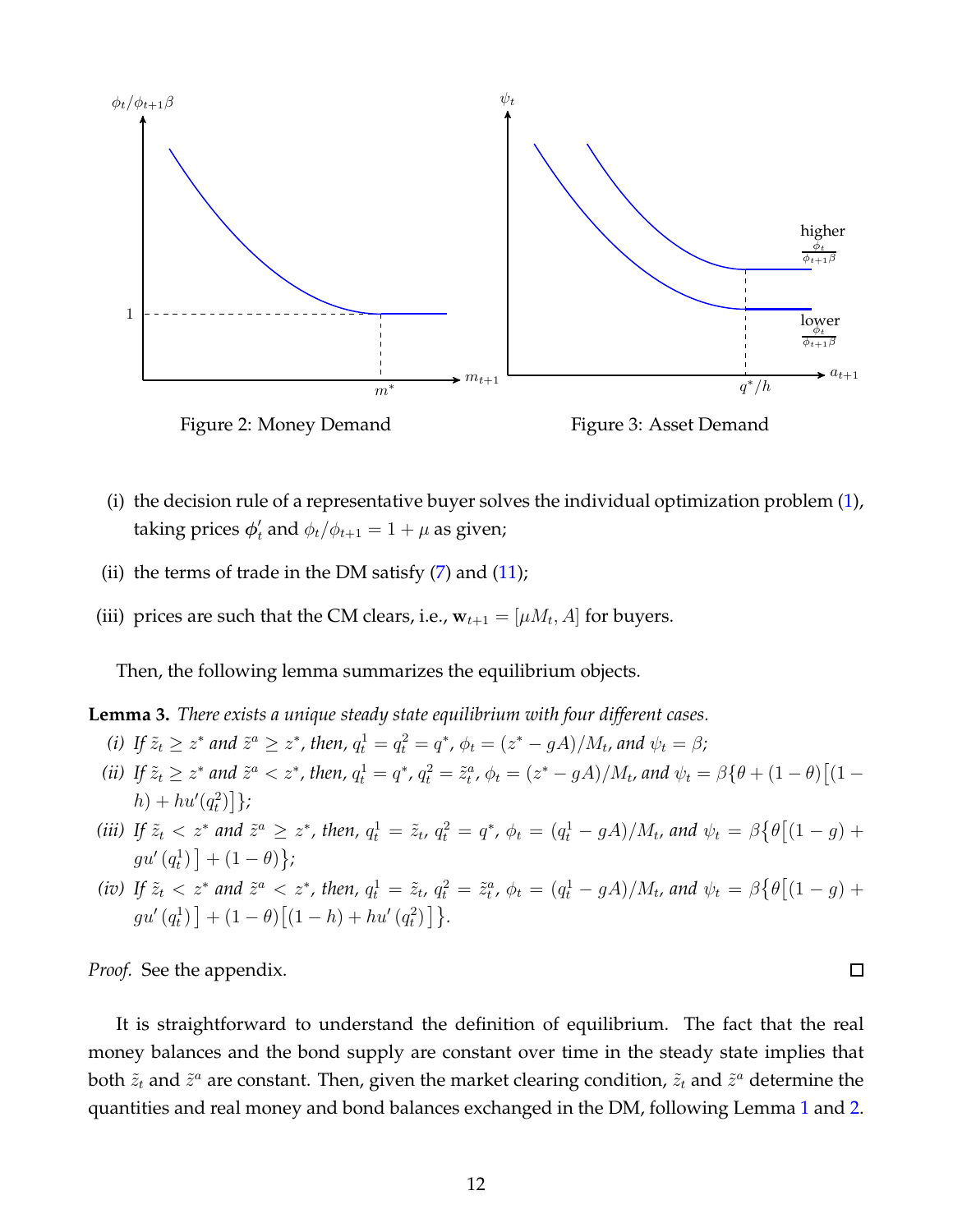Figure 2: Money Demand

Figure 3: Asset Demand

(i) the decision rule of a representative buyer solves the individual optimization problem (1), taking prices $\boldsymbol{\phi}_t'$ and $\phi_t/\phi_{t+1} = 1 + \mu$ as given;

(ii) the terms of trade in the DM satisfy (7) and (11);

(iii) prices are such that the CM clears, i.e., $\mathbf{w}_{t+1} = [\mu M_t, A]$ for buyers.

Then, the following lemma summarizes the equilibrium objects.

**Lemma 3.** *There exists a unique steady state equilibrium with four different cases.*

*(i) If $\tilde{z}_t \geq z^*$ and $\tilde{z}^a \geq z^*$, then, $q_t^1 = q_t^2 = q^*$, $\phi_t = (z^* - gA)/M_t$, and $\psi_t = \beta$;*

*(ii) If $\tilde{z}_t \geq z^*$ and $\tilde{z}^a < z^*$, then, $q_t^1 = q^*$, $q_t^2 = \tilde{z}_t^a$, $\phi_t = (z^* - gA)/M_t$, and $\psi_t = \beta\{\theta + (1-\theta)\big[(1-h) + hu'(q_t^2)\big]\}$;*

*(iii) If $\tilde{z}_t < z^*$ and $\tilde{z}^a \geq z^*$, then, $q_t^1 = \tilde{z}_t$, $q_t^2 = q^*$, $\phi_t = (q_t^1 - gA)/M_t$, and $\psi_t = \beta\big\{\theta\big[(1-g) + gu'(q_t^1)\big] + (1-\theta)\big\}$;*

*(iv) If $\tilde{z}_t < z^*$ and $\tilde{z}^a < z^*$, then, $q_t^1 = \tilde{z}_t$, $q_t^2 = \tilde{z}_t^a$, $\phi_t = (q_t^1 - gA)/M_t$, and $\psi_t = \beta\big\{\theta\big[(1-g) + gu'(q_t^1)\big] + (1-\theta)\big[(1-h) + hu'(q_t^2)\big]\big\}$.*

*Proof.* See the appendix. □

It is straightforward to understand the definition of equilibrium. The fact that the real money balances and the bond supply are constant over time in the steady state implies that both $\tilde{z}_t$ and $\tilde{z}^a$ are constant. Then, given the market clearing condition, $\tilde{z}_t$ and $\tilde{z}^a$ determine the quantities and real money and bond balances exchanged in the DM, following Lemma 1 and 2.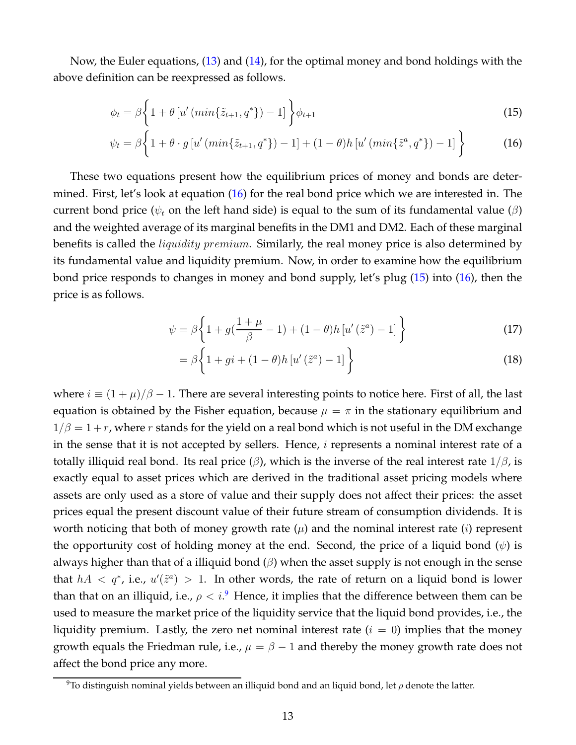Now, the Euler equations, (13) and (14), for the optimal money and bond holdings with the above definition can be reexpressed as follows.

$$\phi_t = \beta\left\{1 + \theta\left[u'\left(min\{\tilde{z}_{t+1}, q^*\}\right) - 1\right]\right\}\phi_{t+1} \tag{15}$$

$$\psi_t = \beta\left\{1 + \theta \cdot g\left[u'\left(min\{\tilde{z}_{t+1}, q^*\}\right) - 1\right] + (1-\theta)h\left[u'\left(min\{\tilde{z}^a, q^*\}\right) - 1\right]\right\} \tag{16}$$

These two equations present how the equilibrium prices of money and bonds are determined. First, let's look at equation (16) for the real bond price which we are interested in. The current bond price ($\psi_t$ on the left hand side) is equal to the sum of its fundamental value ($\beta$) and the weighted average of its marginal benefits in the DM1 and DM2. Each of these marginal benefits is called the *liquidity premium*. Similarly, the real money price is also determined by its fundamental value and liquidity premium. Now, in order to examine how the equilibrium bond price responds to changes in money and bond supply, let's plug (15) into (16), then the price is as follows.

$$\psi = \beta\left\{1 + g\left(\frac{1+\mu}{\beta} - 1\right) + (1-\theta)h\left[u'\left(\tilde{z}^a\right) - 1\right]\right\} \tag{17}$$

$$= \beta\left\{1 + gi + (1-\theta)h\left[u'\left(\tilde{z}^a\right) - 1\right]\right\} \tag{18}$$

where $i \equiv (1+\mu)/\beta - 1$. There are several interesting points to notice here. First of all, the last equation is obtained by the Fisher equation, because $\mu = \pi$ in the stationary equilibrium and $1/\beta = 1 + r$, where $r$ stands for the yield on a real bond which is not useful in the DM exchange in the sense that it is not accepted by sellers. Hence, $i$ represents a nominal interest rate of a totally illiquid real bond. Its real price ($\beta$), which is the inverse of the real interest rate $1/\beta$, is exactly equal to asset prices which are derived in the traditional asset pricing models where assets are only used as a store of value and their supply does not affect their prices: the asset prices equal the present discount value of their future stream of consumption dividends. It is worth noticing that both of money growth rate ($\mu$) and the nominal interest rate ($i$) represent the opportunity cost of holding money at the end. Second, the price of a liquid bond ($\psi$) is always higher than that of a illiquid bond ($\beta$) when the asset supply is not enough in the sense that $hA < q^*$, i.e., $u'(\tilde{z}^a) > 1$. In other words, the rate of return on a liquid bond is lower than that on an illiquid, i.e., $\rho < i$.[9] Hence, it implies that the difference between them can be used to measure the market price of the liquidity service that the liquid bond provides, i.e., the liquidity premium. Lastly, the zero net nominal interest rate ($i = 0$) implies that the money growth equals the Friedman rule, i.e., $\mu = \beta - 1$ and thereby the money growth rate does not affect the bond price any more.

[9] To distinguish nominal yields between an illiquid bond and an liquid bond, let $\rho$ denote the latter.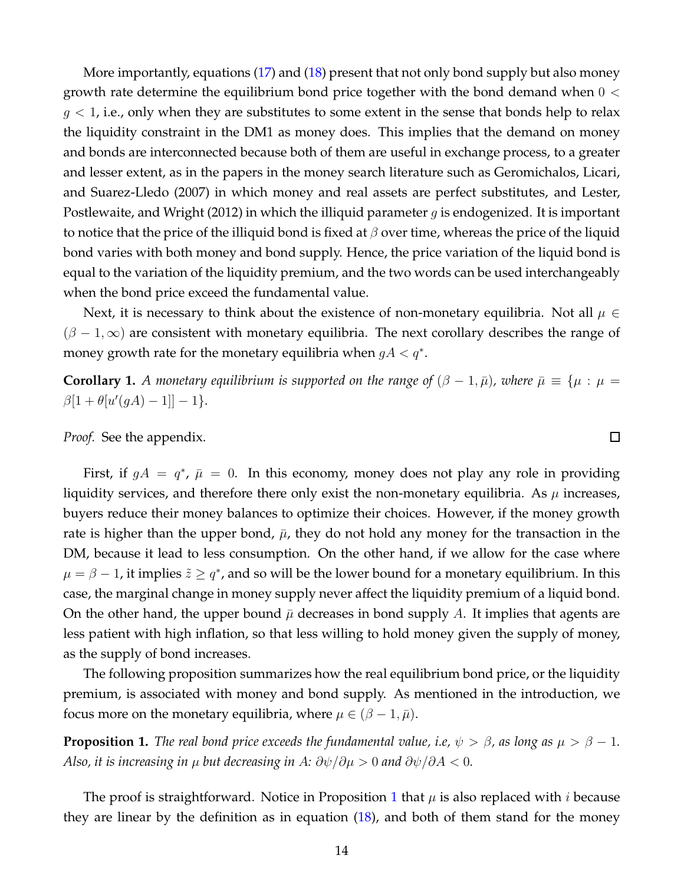More importantly, equations (17) and (18) present that not only bond supply but also money growth rate determine the equilibrium bond price together with the bond demand when $0 < g < 1$, i.e., only when they are substitutes to some extent in the sense that bonds help to relax the liquidity constraint in the DM1 as money does. This implies that the demand on money and bonds are interconnected because both of them are useful in exchange process, to a greater and lesser extent, as in the papers in the money search literature such as Geromichalos, Licari, and Suarez-Lledo (2007) in which money and real assets are perfect substitutes, and Lester, Postlewaite, and Wright (2012) in which the illiquid parameter $g$ is endogenized. It is important to notice that the price of the illiquid bond is fixed at $\beta$ over time, whereas the price of the liquid bond varies with both money and bond supply. Hence, the price variation of the liquid bond is equal to the variation of the liquidity premium, and the two words can be used interchangeably when the bond price exceed the fundamental value.

Next, it is necessary to think about the existence of non-monetary equilibria. Not all $\mu \in (\beta - 1, \infty)$ are consistent with monetary equilibria. The next corollary describes the range of money growth rate for the monetary equilibria when $gA < q^*$.

**Corollary 1.** *A monetary equilibrium is supported on the range of $(\beta - 1, \bar{\mu})$, where $\bar{\mu} \equiv \{\mu : \mu = \beta[1 + \theta[u'(gA) - 1]] - 1\}$.*

*Proof.* See the appendix. □

First, if $gA = q^*$, $\bar{\mu} = 0$. In this economy, money does not play any role in providing liquidity services, and therefore there only exist the non-monetary equilibria. As $\mu$ increases, buyers reduce their money balances to optimize their choices. However, if the money growth rate is higher than the upper bond, $\bar{\mu}$, they do not hold any money for the transaction in the DM, because it lead to less consumption. On the other hand, if we allow for the case where $\mu = \beta - 1$, it implies $\tilde{z} \geq q^*$, and so will be the lower bound for a monetary equilibrium. In this case, the marginal change in money supply never affect the liquidity premium of a liquid bond. On the other hand, the upper bound $\bar{\mu}$ decreases in bond supply $A$. It implies that agents are less patient with high inflation, so that less willing to hold money given the supply of money, as the supply of bond increases.

The following proposition summarizes how the real equilibrium bond price, or the liquidity premium, is associated with money and bond supply. As mentioned in the introduction, we focus more on the monetary equilibria, where $\mu \in (\beta - 1, \bar{\mu})$.

**Proposition 1.** *The real bond price exceeds the fundamental value, i.e, $\psi > \beta$, as long as $\mu > \beta - 1$. Also, it is increasing in $\mu$ but decreasing in $A$: $\partial\psi/\partial\mu > 0$ and $\partial\psi/\partial A < 0$.*

The proof is straightforward. Notice in Proposition 1 that $\mu$ is also replaced with $i$ because they are linear by the definition as in equation (18), and both of them stand for the money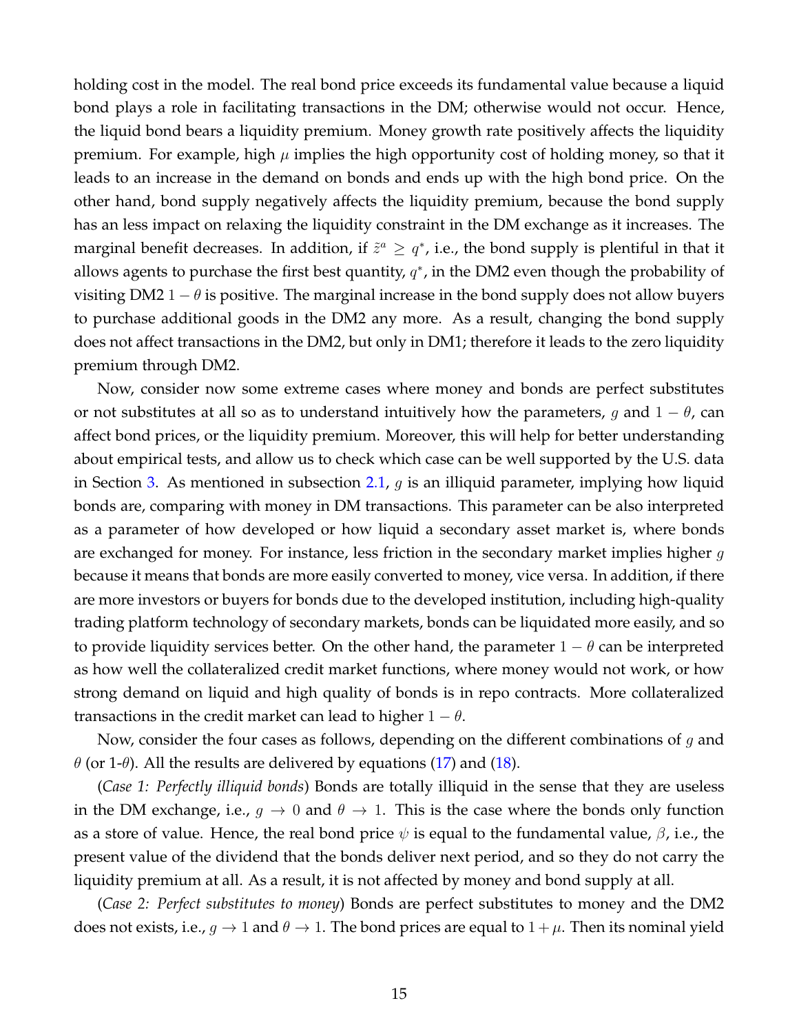holding cost in the model. The real bond price exceeds its fundamental value because a liquid bond plays a role in facilitating transactions in the DM; otherwise would not occur. Hence, the liquid bond bears a liquidity premium. Money growth rate positively affects the liquidity premium. For example, high $\mu$ implies the high opportunity cost of holding money, so that it leads to an increase in the demand on bonds and ends up with the high bond price. On the other hand, bond supply negatively affects the liquidity premium, because the bond supply has an less impact on relaxing the liquidity constraint in the DM exchange as it increases. The marginal benefit decreases. In addition, if $\tilde{z}^a \geq q^*$, i.e., the bond supply is plentiful in that it allows agents to purchase the first best quantity, $q^*$, in the DM2 even though the probability of visiting DM2 $1-\theta$ is positive. The marginal increase in the bond supply does not allow buyers to purchase additional goods in the DM2 any more. As a result, changing the bond supply does not affect transactions in the DM2, but only in DM1; therefore it leads to the zero liquidity premium through DM2.

Now, consider now some extreme cases where money and bonds are perfect substitutes or not substitutes at all so as to understand intuitively how the parameters, $g$ and $1-\theta$, can affect bond prices, or the liquidity premium. Moreover, this will help for better understanding about empirical tests, and allow us to check which case can be well supported by the U.S. data in Section 3. As mentioned in subsection 2.1, $g$ is an illiquid parameter, implying how liquid bonds are, comparing with money in DM transactions. This parameter can be also interpreted as a parameter of how developed or how liquid a secondary asset market is, where bonds are exchanged for money. For instance, less friction in the secondary market implies higher $g$ because it means that bonds are more easily converted to money, vice versa. In addition, if there are more investors or buyers for bonds due to the developed institution, including high-quality trading platform technology of secondary markets, bonds can be liquidated more easily, and so to provide liquidity services better. On the other hand, the parameter $1-\theta$ can be interpreted as how well the collateralized credit market functions, where money would not work, or how strong demand on liquid and high quality of bonds is in repo contracts. More collateralized transactions in the credit market can lead to higher $1-\theta$.

Now, consider the four cases as follows, depending on the different combinations of $g$ and $\theta$ (or 1-$\theta$). All the results are delivered by equations (17) and (18).

(*Case 1: Perfectly illiquid bonds*) Bonds are totally illiquid in the sense that they are useless in the DM exchange, i.e., $g \to 0$ and $\theta \to 1$. This is the case where the bonds only function as a store of value. Hence, the real bond price $\psi$ is equal to the fundamental value, $\beta$, i.e., the present value of the dividend that the bonds deliver next period, and so they do not carry the liquidity premium at all. As a result, it is not affected by money and bond supply at all.

(*Case 2: Perfect substitutes to money*) Bonds are perfect substitutes to money and the DM2 does not exists, i.e., $g \to 1$ and $\theta \to 1$. The bond prices are equal to $1+\mu$. Then its nominal yield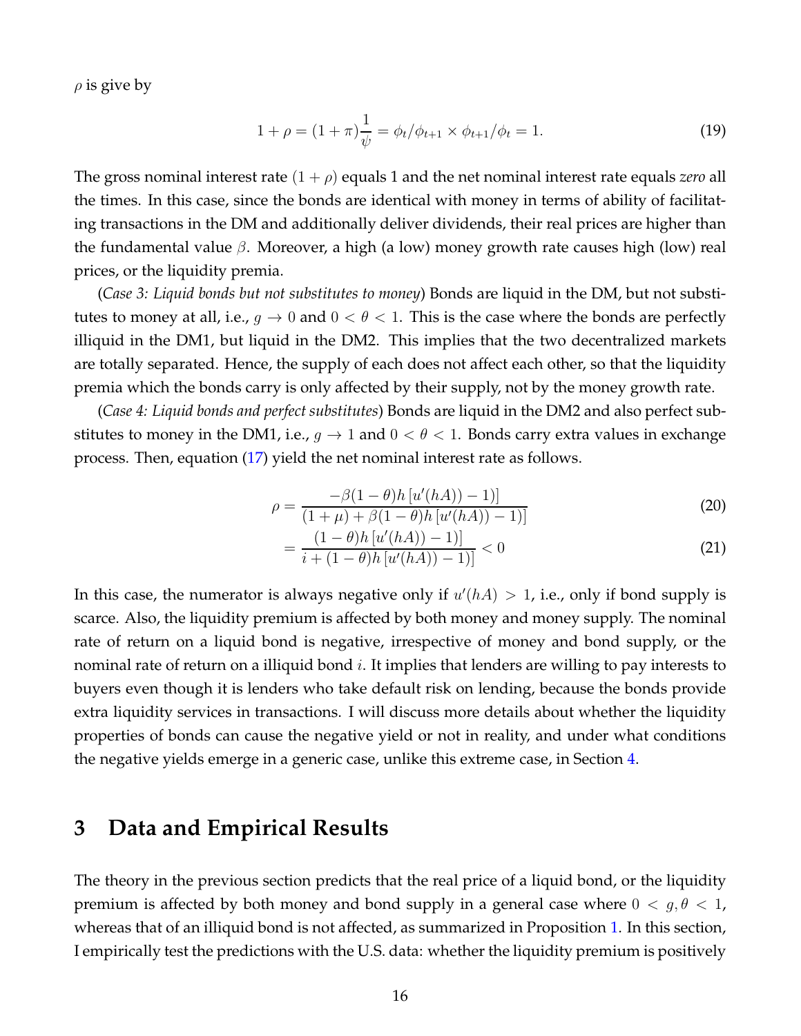$\rho$ is give by

$$1 + \rho = (1 + \pi)\frac{1}{\psi} = \phi_t/\phi_{t+1} \times \phi_{t+1}/\phi_t = 1. \tag{19}$$

The gross nominal interest rate $(1 + \rho)$ equals 1 and the net nominal interest rate equals *zero* all the times. In this case, since the bonds are identical with money in terms of ability of facilitating transactions in the DM and additionally deliver dividends, their real prices are higher than the fundamental value $\beta$. Moreover, a high (a low) money growth rate causes high (low) real prices, or the liquidity premia.

(*Case 3: Liquid bonds but not substitutes to money*) Bonds are liquid in the DM, but not substitutes to money at all, i.e., $g \to 0$ and $0 < \theta < 1$. This is the case where the bonds are perfectly illiquid in the DM1, but liquid in the DM2. This implies that the two decentralized markets are totally separated. Hence, the supply of each does not affect each other, so that the liquidity premia which the bonds carry is only affected by their supply, not by the money growth rate.

(*Case 4: Liquid bonds and perfect substitutes*) Bonds are liquid in the DM2 and also perfect substitutes to money in the DM1, i.e., $g \to 1$ and $0 < \theta < 1$. Bonds carry extra values in exchange process. Then, equation (17) yield the net nominal interest rate as follows.

$$\rho = \frac{-\beta(1-\theta)h\left[u'(hA)) - 1)\right]}{(1+\mu) + \beta(1-\theta)h\left[u'(hA)) - 1)\right]} \tag{20}$$

$$= \frac{(1-\theta)h\left[u'(hA)) - 1)\right]}{i + (1-\theta)h\left[u'(hA)) - 1)\right]} < 0 \tag{21}$$

In this case, the numerator is always negative only if $u'(hA) > 1$, i.e., only if bond supply is scarce. Also, the liquidity premium is affected by both money and money supply. The nominal rate of return on a liquid bond is negative, irrespective of money and bond supply, or the nominal rate of return on a illiquid bond $i$. It implies that lenders are willing to pay interests to buyers even though it is lenders who take default risk on lending, because the bonds provide extra liquidity services in transactions. I will discuss more details about whether the liquidity properties of bonds can cause the negative yield or not in reality, and under what conditions the negative yields emerge in a generic case, unlike this extreme case, in Section 4.

# 3 Data and Empirical Results

The theory in the previous section predicts that the real price of a liquid bond, or the liquidity premium is affected by both money and bond supply in a general case where $0 < g, \theta < 1$, whereas that of an illiquid bond is not affected, as summarized in Proposition 1. In this section, I empirically test the predictions with the U.S. data: whether the liquidity premium is positively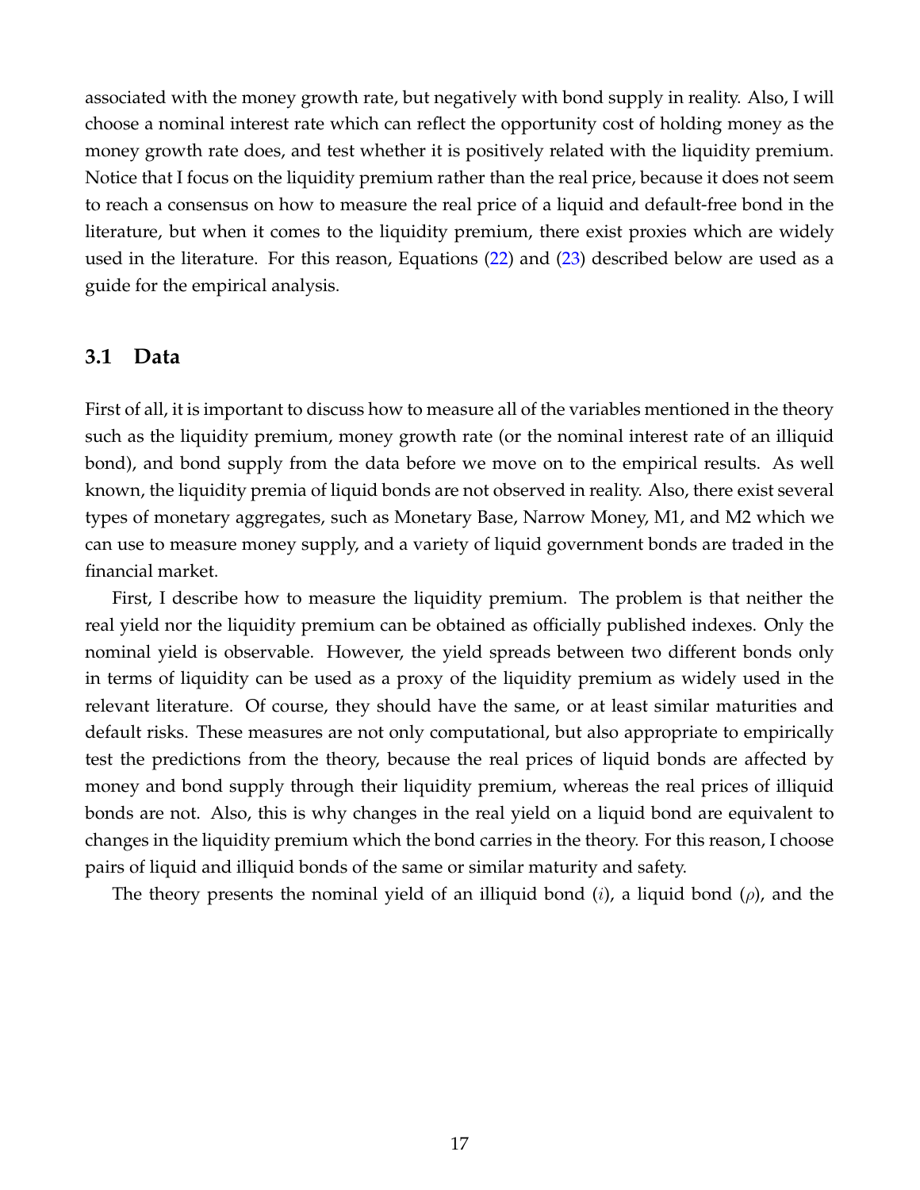associated with the money growth rate, but negatively with bond supply in reality. Also, I will choose a nominal interest rate which can reflect the opportunity cost of holding money as the money growth rate does, and test whether it is positively related with the liquidity premium. Notice that I focus on the liquidity premium rather than the real price, because it does not seem to reach a consensus on how to measure the real price of a liquid and default-free bond in the literature, but when it comes to the liquidity premium, there exist proxies which are widely used in the literature. For this reason, Equations (22) and (23) described below are used as a guide for the empirical analysis.

## 3.1 Data

First of all, it is important to discuss how to measure all of the variables mentioned in the theory such as the liquidity premium, money growth rate (or the nominal interest rate of an illiquid bond), and bond supply from the data before we move on to the empirical results. As well known, the liquidity premia of liquid bonds are not observed in reality. Also, there exist several types of monetary aggregates, such as Monetary Base, Narrow Money, M1, and M2 which we can use to measure money supply, and a variety of liquid government bonds are traded in the financial market.

First, I describe how to measure the liquidity premium. The problem is that neither the real yield nor the liquidity premium can be obtained as officially published indexes. Only the nominal yield is observable. However, the yield spreads between two different bonds only in terms of liquidity can be used as a proxy of the liquidity premium as widely used in the relevant literature. Of course, they should have the same, or at least similar maturities and default risks. These measures are not only computational, but also appropriate to empirically test the predictions from the theory, because the real prices of liquid bonds are affected by money and bond supply through their liquidity premium, whereas the real prices of illiquid bonds are not. Also, this is why changes in the real yield on a liquid bond are equivalent to changes in the liquidity premium which the bond carries in the theory. For this reason, I choose pairs of liquid and illiquid bonds of the same or similar maturity and safety.

The theory presents the nominal yield of an illiquid bond ($i$), a liquid bond ($\rho$), and the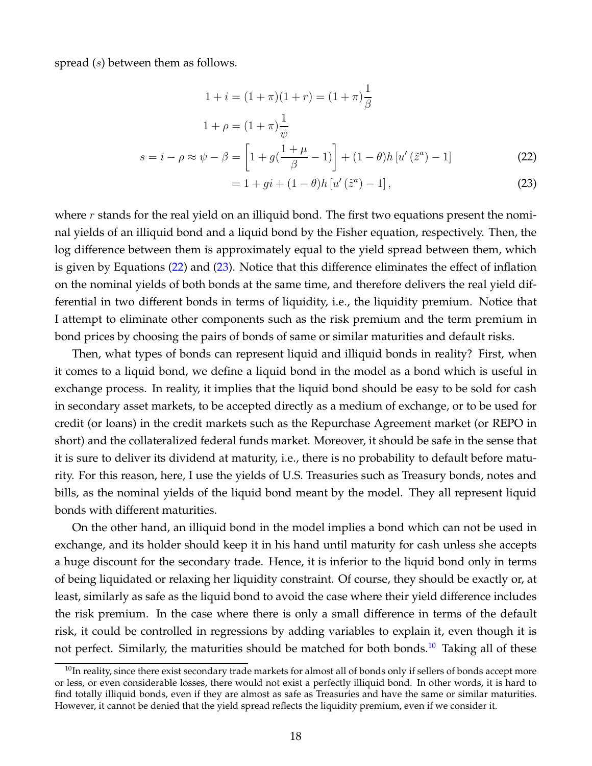spread ($s$) between them as follows.

$$
\begin{aligned}
1+i &= (1+\pi)(1+r) = (1+\pi)\frac{1}{\beta} \\
1+\rho &= (1+\pi)\frac{1}{\psi} \\
s = i - \rho \approx \psi - \beta &= \left[1 + g(\frac{1+\mu}{\beta} - 1)\right] + (1-\theta)h\left[u'\left(\tilde{z}^a\right) - 1\right] && (22) \\
&= 1 + gi + (1-\theta)h\left[u'\left(\tilde{z}^a\right) - 1\right], && (23)
\end{aligned}
$$

where $r$ stands for the real yield on an illiquid bond. The first two equations present the nominal yields of an illiquid bond and a liquid bond by the Fisher equation, respectively. Then, the log difference between them is approximately equal to the yield spread between them, which is given by Equations (22) and (23). Notice that this difference eliminates the effect of inflation on the nominal yields of both bonds at the same time, and therefore delivers the real yield differential in two different bonds in terms of liquidity, i.e., the liquidity premium. Notice that I attempt to eliminate other components such as the risk premium and the term premium in bond prices by choosing the pairs of bonds of same or similar maturities and default risks.

Then, what types of bonds can represent liquid and illiquid bonds in reality? First, when it comes to a liquid bond, we define a liquid bond in the model as a bond which is useful in exchange process. In reality, it implies that the liquid bond should be easy to be sold for cash in secondary asset markets, to be accepted directly as a medium of exchange, or to be used for credit (or loans) in the credit markets such as the Repurchase Agreement market (or REPO in short) and the collateralized federal funds market. Moreover, it should be safe in the sense that it is sure to deliver its dividend at maturity, i.e., there is no probability to default before maturity. For this reason, here, I use the yields of U.S. Treasuries such as Treasury bonds, notes and bills, as the nominal yields of the liquid bond meant by the model. They all represent liquid bonds with different maturities.

On the other hand, an illiquid bond in the model implies a bond which can not be used in exchange, and its holder should keep it in his hand until maturity for cash unless she accepts a huge discount for the secondary trade. Hence, it is inferior to the liquid bond only in terms of being liquidated or relaxing her liquidity constraint. Of course, they should be exactly or, at least, similarly as safe as the liquid bond to avoid the case where their yield difference includes the risk premium. In the case where there is only a small difference in terms of the default risk, it could be controlled in regressions by adding variables to explain it, even though it is not perfect. Similarly, the maturities should be matched for both bonds.[10] Taking all of these

[10] In reality, since there exist secondary trade markets for almost all of bonds only if sellers of bonds accept more or less, or even considerable losses, there would not exist a perfectly illiquid bond. In other words, it is hard to find totally illiquid bonds, even if they are almost as safe as Treasuries and have the same or similar maturities. However, it cannot be denied that the yield spread reflects the liquidity premium, even if we consider it.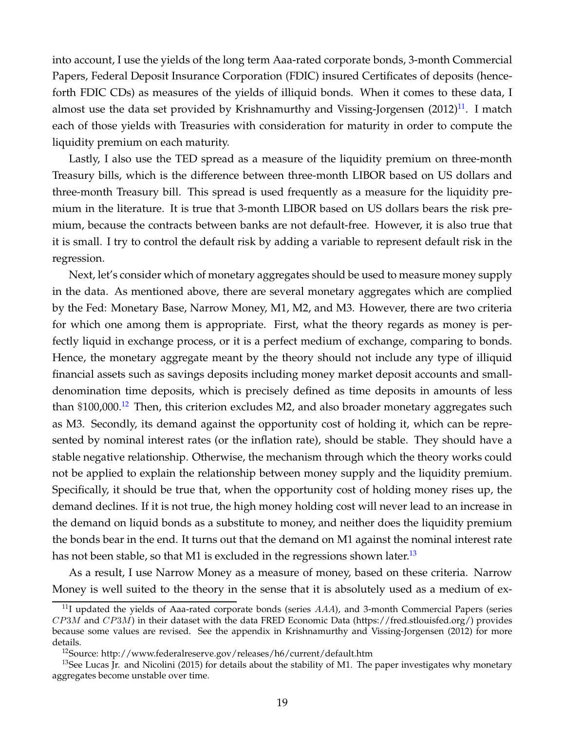into account, I use the yields of the long term Aaa-rated corporate bonds, 3-month Commercial Papers, Federal Deposit Insurance Corporation (FDIC) insured Certificates of deposits (henceforth FDIC CDs) as measures of the yields of illiquid bonds. When it comes to these data, I almost use the data set provided by Krishnamurthy and Vissing-Jorgensen (2012)[11]. I match each of those yields with Treasuries with consideration for maturity in order to compute the liquidity premium on each maturity.

Lastly, I also use the TED spread as a measure of the liquidity premium on three-month Treasury bills, which is the difference between three-month LIBOR based on US dollars and three-month Treasury bill. This spread is used frequently as a measure for the liquidity premium in the literature. It is true that 3-month LIBOR based on US dollars bears the risk premium, because the contracts between banks are not default-free. However, it is also true that it is small. I try to control the default risk by adding a variable to represent default risk in the regression.

Next, let's consider which of monetary aggregates should be used to measure money supply in the data. As mentioned above, there are several monetary aggregates which are complied by the Fed: Monetary Base, Narrow Money, M1, M2, and M3. However, there are two criteria for which one among them is appropriate. First, what the theory regards as money is perfectly liquid in exchange process, or it is a perfect medium of exchange, comparing to bonds. Hence, the monetary aggregate meant by the theory should not include any type of illiquid financial assets such as savings deposits including money market deposit accounts and small-denomination time deposits, which is precisely defined as time deposits in amounts of less than \$100,000.[12] Then, this criterion excludes M2, and also broader monetary aggregates such as M3. Secondly, its demand against the opportunity cost of holding it, which can be represented by nominal interest rates (or the inflation rate), should be stable. They should have a stable negative relationship. Otherwise, the mechanism through which the theory works could not be applied to explain the relationship between money supply and the liquidity premium. Specifically, it should be true that, when the opportunity cost of holding money rises up, the demand declines. If it is not true, the high money holding cost will never lead to an increase in the demand on liquid bonds as a substitute to money, and neither does the liquidity premium the bonds bear in the end. It turns out that the demand on M1 against the nominal interest rate has not been stable, so that M1 is excluded in the regressions shown later.[13]

As a result, I use Narrow Money as a measure of money, based on these criteria. Narrow Money is well suited to the theory in the sense that it is absolutely used as a medium of ex-

---

[11] I updated the yields of Aaa-rated corporate bonds (series $AAA$), and 3-month Commercial Papers (series $CP3M$ and $CP3M$) in their dataset with the data FRED Economic Data (https://fred.stlouisfed.org/) provides because some values are revised. See the appendix in Krishnamurthy and Vissing-Jorgensen (2012) for more details.

[12] Source: http://www.federalreserve.gov/releases/h6/current/default.htm

[13] See Lucas Jr. and Nicolini (2015) for details about the stability of M1. The paper investigates why monetary aggregates become unstable over time.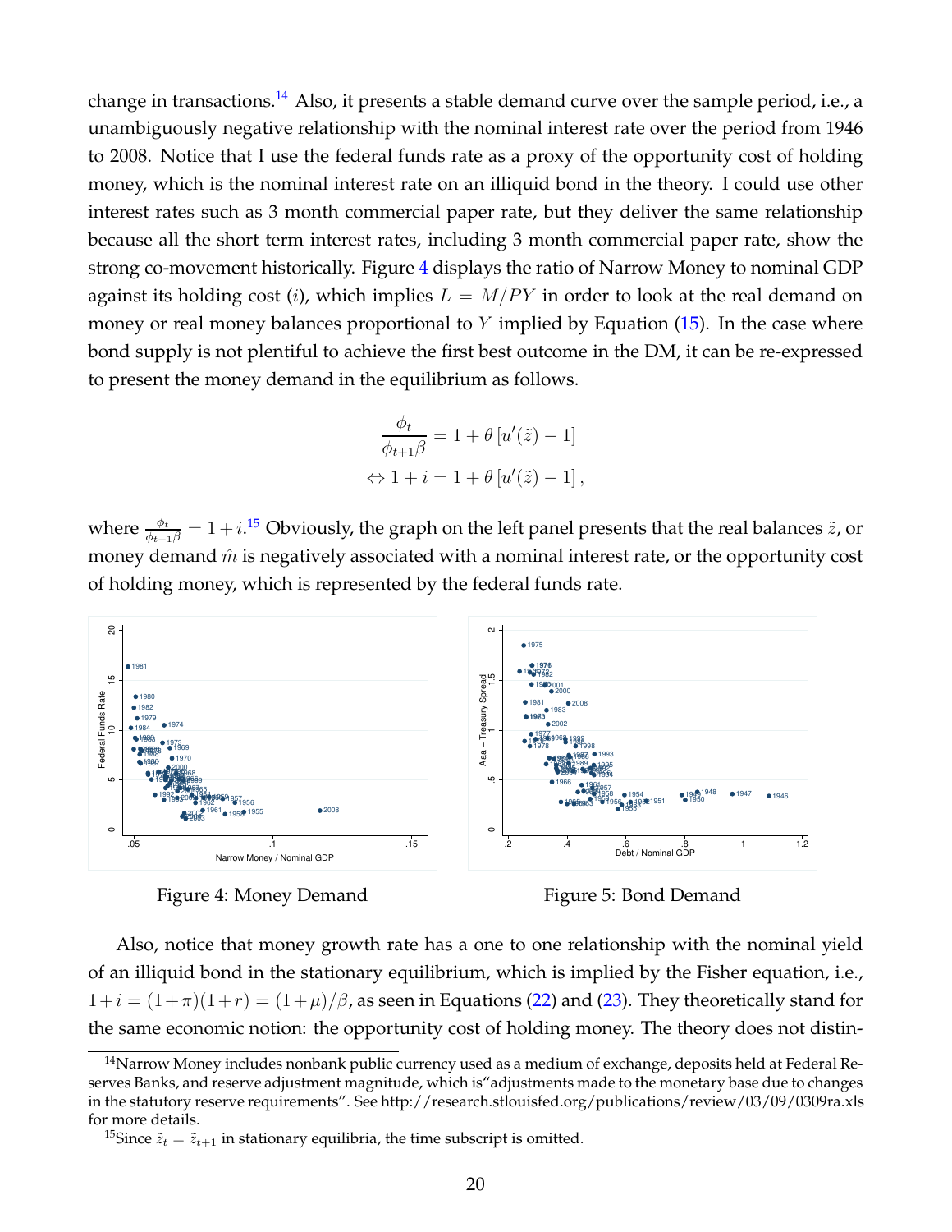change in transactions.[14] Also, it presents a stable demand curve over the sample period, i.e., a unambiguously negative relationship with the nominal interest rate over the period from 1946 to 2008. Notice that I use the federal funds rate as a proxy of the opportunity cost of holding money, which is the nominal interest rate on an illiquid bond in the theory. I could use other interest rates such as 3 month commercial paper rate, but they deliver the same relationship because all the short term interest rates, including 3 month commercial paper rate, show the strong co-movement historically. Figure 4 displays the ratio of Narrow Money to nominal GDP against its holding cost ($i$), which implies $L = M/PY$ in order to look at the real demand on money or real money balances proportional to $Y$ implied by Equation (15). In the case where bond supply is not plentiful to achieve the first best outcome in the DM, it can be re-expressed to present the money demand in the equilibrium as follows.

$$
\frac{\phi_t}{\phi_{t+1}\beta} = 1 + \theta \left[ u'(\tilde{z}) - 1 \right]
$$
$$
\Leftrightarrow 1 + i = 1 + \theta \left[ u'(\tilde{z}) - 1 \right],
$$

where $\frac{\phi_t}{\phi_{t+1}\beta} = 1 + i$.[15] Obviously, the graph on the left panel presents that the real balances $\tilde{z}$, or money demand $\hat{m}$ is negatively associated with a nominal interest rate, or the opportunity cost of holding money, which is represented by the federal funds rate.

Figure 4: Money Demand

Figure 5: Bond Demand

Also, notice that money growth rate has a one to one relationship with the nominal yield of an illiquid bond in the stationary equilibrium, which is implied by the Fisher equation, i.e., $1+i = (1+\pi)(1+r) = (1+\mu)/\beta$, as seen in Equations (22) and (23). They theoretically stand for the same economic notion: the opportunity cost of holding money. The theory does not distin-

[14] Narrow Money includes nonbank public currency used as a medium of exchange, deposits held at Federal Reserves Banks, and reserve adjustment magnitude, which is "adjustments made to the monetary base due to changes in the statutory reserve requirements". See http://research.stlouisfed.org/publications/review/03/09/0309ra.xls for more details.

[15] Since $\tilde{z}_t = \tilde{z}_{t+1}$ in stationary equilibria, the time subscript is omitted.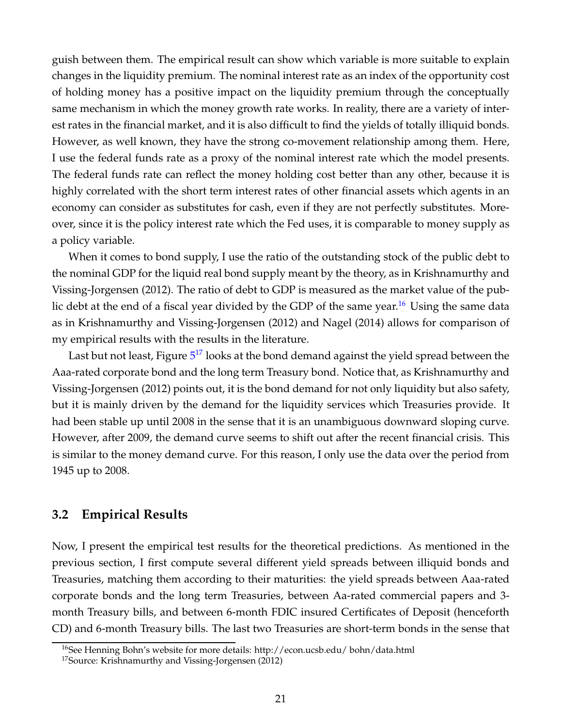guish between them. The empirical result can show which variable is more suitable to explain changes in the liquidity premium. The nominal interest rate as an index of the opportunity cost of holding money has a positive impact on the liquidity premium through the conceptually same mechanism in which the money growth rate works. In reality, there are a variety of interest rates in the financial market, and it is also difficult to find the yields of totally illiquid bonds. However, as well known, they have the strong co-movement relationship among them. Here, I use the federal funds rate as a proxy of the nominal interest rate which the model presents. The federal funds rate can reflect the money holding cost better than any other, because it is highly correlated with the short term interest rates of other financial assets which agents in an economy can consider as substitutes for cash, even if they are not perfectly substitutes. Moreover, since it is the policy interest rate which the Fed uses, it is comparable to money supply as a policy variable.

When it comes to bond supply, I use the ratio of the outstanding stock of the public debt to the nominal GDP for the liquid real bond supply meant by the theory, as in Krishnamurthy and Vissing-Jorgensen (2012). The ratio of debt to GDP is measured as the market value of the public debt at the end of a fiscal year divided by the GDP of the same year.[16] Using the same data as in Krishnamurthy and Vissing-Jorgensen (2012) and Nagel (2014) allows for comparison of my empirical results with the results in the literature.

Last but not least, Figure 5[17] looks at the bond demand against the yield spread between the Aaa-rated corporate bond and the long term Treasury bond. Notice that, as Krishnamurthy and Vissing-Jorgensen (2012) points out, it is the bond demand for not only liquidity but also safety, but it is mainly driven by the demand for the liquidity services which Treasuries provide. It had been stable up until 2008 in the sense that it is an unambiguous downward sloping curve. However, after 2009, the demand curve seems to shift out after the recent financial crisis. This is similar to the money demand curve. For this reason, I only use the data over the period from 1945 up to 2008.

## 3.2 Empirical Results

Now, I present the empirical test results for the theoretical predictions. As mentioned in the previous section, I first compute several different yield spreads between illiquid bonds and Treasuries, matching them according to their maturities: the yield spreads between Aaa-rated corporate bonds and the long term Treasuries, between Aa-rated commercial papers and 3-month Treasury bills, and between 6-month FDIC insured Certificates of Deposit (henceforth CD) and 6-month Treasury bills. The last two Treasuries are short-term bonds in the sense that

[16] See Henning Bohn's website for more details: http://econ.ucsb.edu/ bohn/data.html

[17] Source: Krishnamurthy and Vissing-Jorgensen (2012)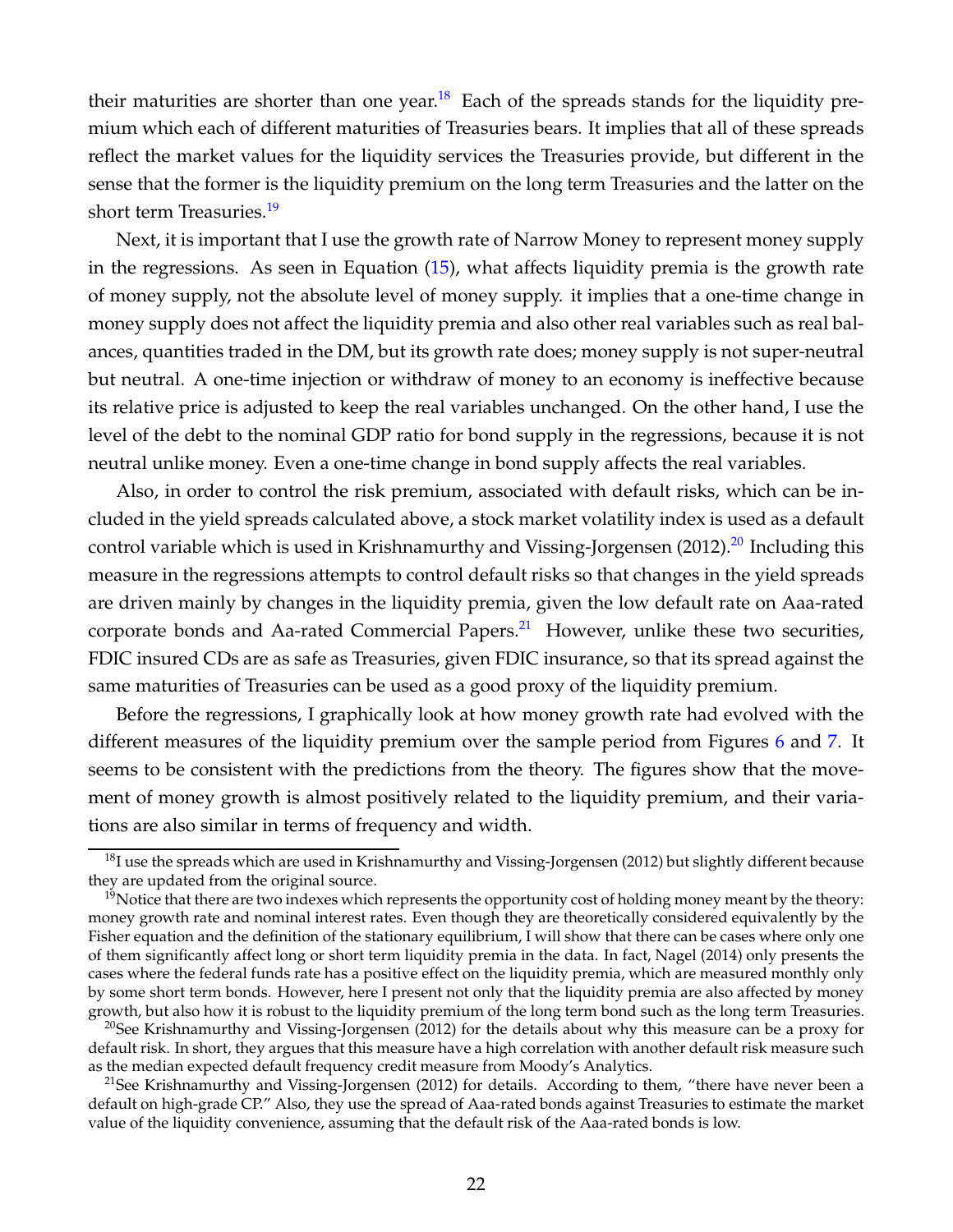their maturities are shorter than one year.[18] Each of the spreads stands for the liquidity premium which each of different maturities of Treasuries bears. It implies that all of these spreads reflect the market values for the liquidity services the Treasuries provide, but different in the sense that the former is the liquidity premium on the long term Treasuries and the latter on the short term Treasuries.[19]

Next, it is important that I use the growth rate of Narrow Money to represent money supply in the regressions. As seen in Equation (15), what affects liquidity premia is the growth rate of money supply, not the absolute level of money supply. it implies that a one-time change in money supply does not affect the liquidity premia and also other real variables such as real balances, quantities traded in the DM, but its growth rate does; money supply is not super-neutral but neutral. A one-time injection or withdraw of money to an economy is ineffective because its relative price is adjusted to keep the real variables unchanged. On the other hand, I use the level of the debt to the nominal GDP ratio for bond supply in the regressions, because it is not neutral unlike money. Even a one-time change in bond supply affects the real variables.

Also, in order to control the risk premium, associated with default risks, which can be included in the yield spreads calculated above, a stock market volatility index is used as a default control variable which is used in Krishnamurthy and Vissing-Jorgensen (2012).[20] Including this measure in the regressions attempts to control default risks so that changes in the yield spreads are driven mainly by changes in the liquidity premia, given the low default rate on Aaa-rated corporate bonds and Aa-rated Commercial Papers.[21] However, unlike these two securities, FDIC insured CDs are as safe as Treasuries, given FDIC insurance, so that its spread against the same maturities of Treasuries can be used as a good proxy of the liquidity premium.

Before the regressions, I graphically look at how money growth rate had evolved with the different measures of the liquidity premium over the sample period from Figures 6 and 7. It seems to be consistent with the predictions from the theory. The figures show that the movement of money growth is almost positively related to the liquidity premium, and their variations are also similar in terms of frequency and width.

---

[18] I use the spreads which are used in Krishnamurthy and Vissing-Jorgensen (2012) but slightly different because they are updated from the original source.

[19] Notice that there are two indexes which represents the opportunity cost of holding money meant by the theory: money growth rate and nominal interest rates. Even though they are theoretically considered equivalently by the Fisher equation and the definition of the stationary equilibrium, I will show that there can be cases where only one of them significantly affect long or short term liquidity premia in the data. In fact, Nagel (2014) only presents the cases where the federal funds rate has a positive effect on the liquidity premia, which are measured monthly only by some short term bonds. However, here I present not only that the liquidity premia are also affected by money growth, but also how it is robust to the liquidity premium of the long term bond such as the long term Treasuries.

[20] See Krishnamurthy and Vissing-Jorgensen (2012) for the details about why this measure can be a proxy for default risk. In short, they argues that this measure have a high correlation with another default risk measure such as the median expected default frequency credit measure from Moody's Analytics.

[21] See Krishnamurthy and Vissing-Jorgensen (2012) for details. According to them, "there have never been a default on high-grade CP." Also, they use the spread of Aaa-rated bonds against Treasuries to estimate the market value of the liquidity convenience, assuming that the default risk of the Aaa-rated bonds is low.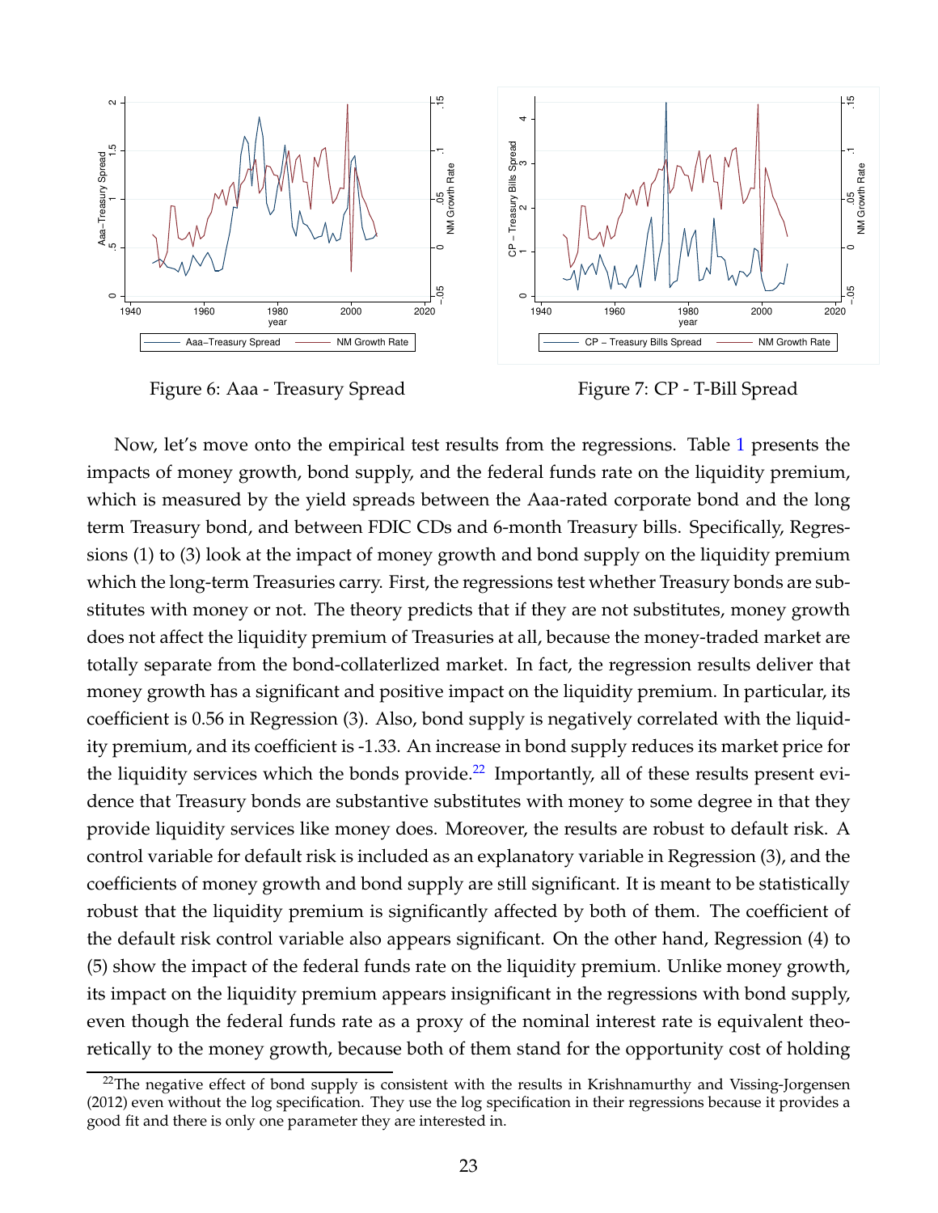Figure 6: Aaa - Treasury Spread

Figure 7: CP - T-Bill Spread

Now, let's move onto the empirical test results from the regressions. Table 1 presents the impacts of money growth, bond supply, and the federal funds rate on the liquidity premium, which is measured by the yield spreads between the Aaa-rated corporate bond and the long term Treasury bond, and between FDIC CDs and 6-month Treasury bills. Specifically, Regressions (1) to (3) look at the impact of money growth and bond supply on the liquidity premium which the long-term Treasuries carry. First, the regressions test whether Treasury bonds are substitutes with money or not. The theory predicts that if they are not substitutes, money growth does not affect the liquidity premium of Treasuries at all, because the money-traded market are totally separate from the bond-collaterlized market. In fact, the regression results deliver that money growth has a significant and positive impact on the liquidity premium. In particular, its coefficient is 0.56 in Regression (3). Also, bond supply is negatively correlated with the liquidity premium, and its coefficient is -1.33. An increase in bond supply reduces its market price for the liquidity services which the bonds provide.[22] Importantly, all of these results present evidence that Treasury bonds are substantive substitutes with money to some degree in that they provide liquidity services like money does. Moreover, the results are robust to default risk. A control variable for default risk is included as an explanatory variable in Regression (3), and the coefficients of money growth and bond supply are still significant. It is meant to be statistically robust that the liquidity premium is significantly affected by both of them. The coefficient of the default risk control variable also appears significant. On the other hand, Regression (4) to (5) show the impact of the federal funds rate on the liquidity premium. Unlike money growth, its impact on the liquidity premium appears insignificant in the regressions with bond supply, even though the federal funds rate as a proxy of the nominal interest rate is equivalent theoretically to the money growth, because both of them stand for the opportunity cost of holding

[22] The negative effect of bond supply is consistent with the results in Krishnamurthy and Vissing-Jorgensen (2012) even without the log specification. They use the log specification in their regressions because it provides a good fit and there is only one parameter they are interested in.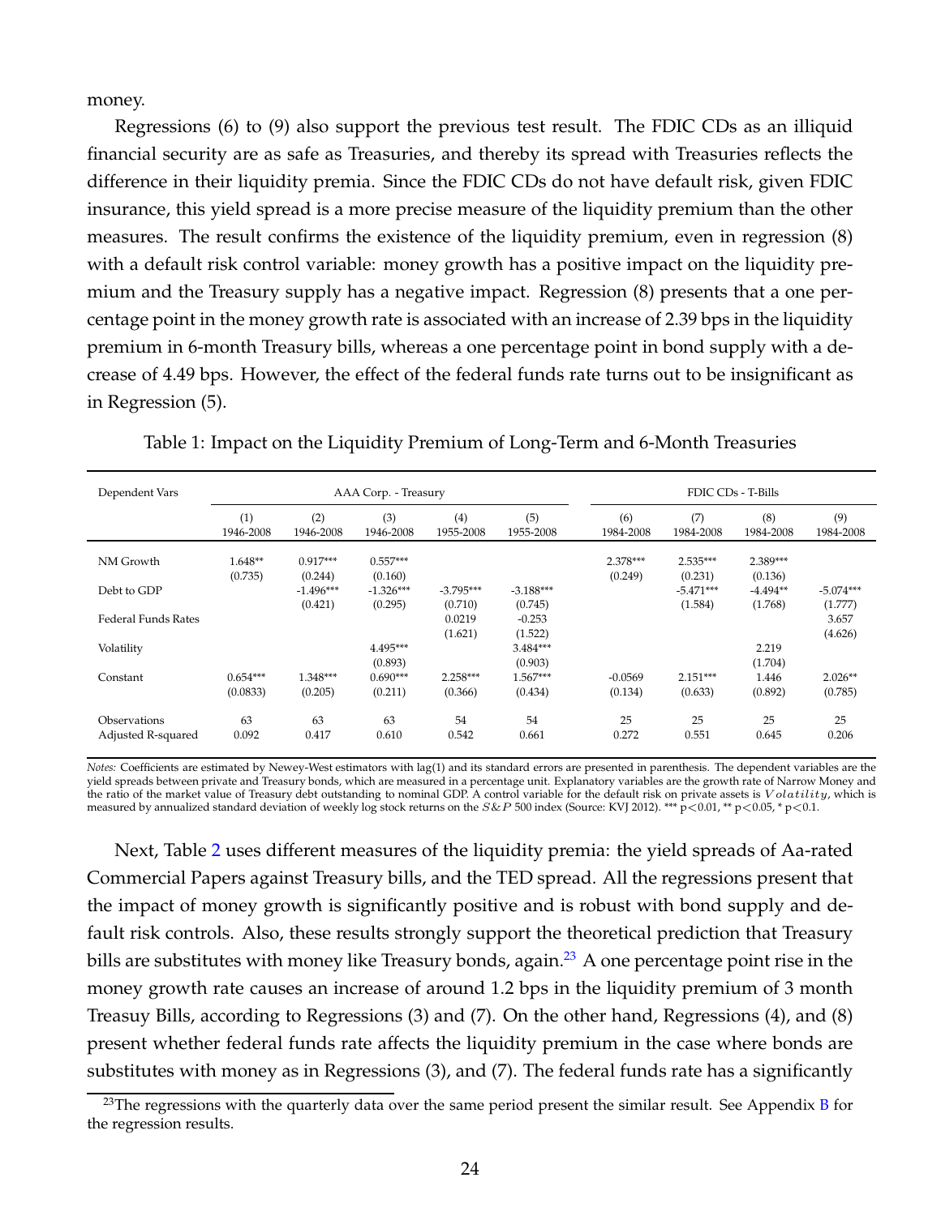money.

Regressions (6) to (9) also support the previous test result. The FDIC CDs as an illiquid financial security are as safe as Treasuries, and thereby its spread with Treasuries reflects the difference in their liquidity premia. Since the FDIC CDs do not have default risk, given FDIC insurance, this yield spread is a more precise measure of the liquidity premium than the other measures. The result confirms the existence of the liquidity premium, even in regression (8) with a default risk control variable: money growth has a positive impact on the liquidity premium and the Treasury supply has a negative impact. Regression (8) presents that a one percentage point in the money growth rate is associated with an increase of 2.39 bps in the liquidity premium in 6-month Treasury bills, whereas a one percentage point in bond supply with a decrease of 4.49 bps. However, the effect of the federal funds rate turns out to be insignificant as in Regression (5).

Table 1: Impact on the Liquidity Premium of Long-Term and 6-Month Treasuries

| Dependent Vars | AAA Corp. - Treasury | | | | | FDIC CDs - T-Bills | | | |
|---|---|---|---|---|---|---|---|---|---|
| | (1) 1946-2008 | (2) 1946-2008 | (3) 1946-2008 | (4) 1955-2008 | (5) 1955-2008 | (6) 1984-2008 | (7) 1984-2008 | (8) 1984-2008 | (9) 1984-2008 |
| NM Growth | 1.648** | 0.917*** | 0.557*** | | | 2.378*** | 2.535*** | 2.389*** | |
| | (0.735) | (0.244) | (0.160) | | | (0.249) | (0.231) | (0.136) | |
| Debt to GDP | | -1.496*** | -1.326*** | -3.795*** | -3.188*** | | -5.471*** | -4.494** | -5.074*** |
| | | (0.421) | (0.295) | (0.710) | (0.745) | | (1.584) | (1.768) | (1.777) |
| Federal Funds Rates | | | | 0.0219 | -0.253 | | | | 3.657 |
| | | | | (1.621) | (1.522) | | | | (4.626) |
| Volatility | | | 4.495*** | | 3.484*** | | | 2.219 | |
| | | | (0.893) | | (0.903) | | | (1.704) | |
| Constant | 0.654*** | 1.348*** | 0.690*** | 2.258*** | 1.567*** | -0.0569 | 2.151*** | 1.446 | 2.026** |
| | (0.0833) | (0.205) | (0.211) | (0.366) | (0.434) | (0.134) | (0.633) | (0.892) | (0.785) |
| Observations | 63 | 63 | 63 | 54 | 54 | 25 | 25 | 25 | 25 |
| Adjusted R-squared | 0.092 | 0.417 | 0.610 | 0.542 | 0.661 | 0.272 | 0.551 | 0.645 | 0.206 |

*Notes:* Coefficients are estimated by Newey-West estimators with lag(1) and its standard errors are presented in parenthesis. The dependent variables are the yield spreads between private and Treasury bonds, which are measured in a percentage unit. Explanatory variables are the growth rate of Narrow Money and the ratio of the market value of Treasury debt outstanding to nominal GDP. A control variable for the default risk on private assets is $Volatility$, which is measured by annualized standard deviation of weekly log stock returns on the $S\&P$ 500 index (Source: KVJ 2012). *** $p<0.01$, ** $p<0.05$, * $p<0.1$.

Next, Table 2 uses different measures of the liquidity premia: the yield spreads of Aa-rated Commercial Papers against Treasury bills, and the TED spread. All the regressions present that the impact of money growth is significantly positive and is robust with bond supply and default risk controls. Also, these results strongly support the theoretical prediction that Treasury bills are substitutes with money like Treasury bonds, again.[23] A one percentage point rise in the money growth rate causes an increase of around 1.2 bps in the liquidity premium of 3 month Treasuy Bills, according to Regressions (3) and (7). On the other hand, Regressions (4), and (8) present whether federal funds rate affects the liquidity premium in the case where bonds are substitutes with money as in Regressions (3), and (7). The federal funds rate has a significantly

[23]The regressions with the quarterly data over the same period present the similar result. See Appendix B for the regression results.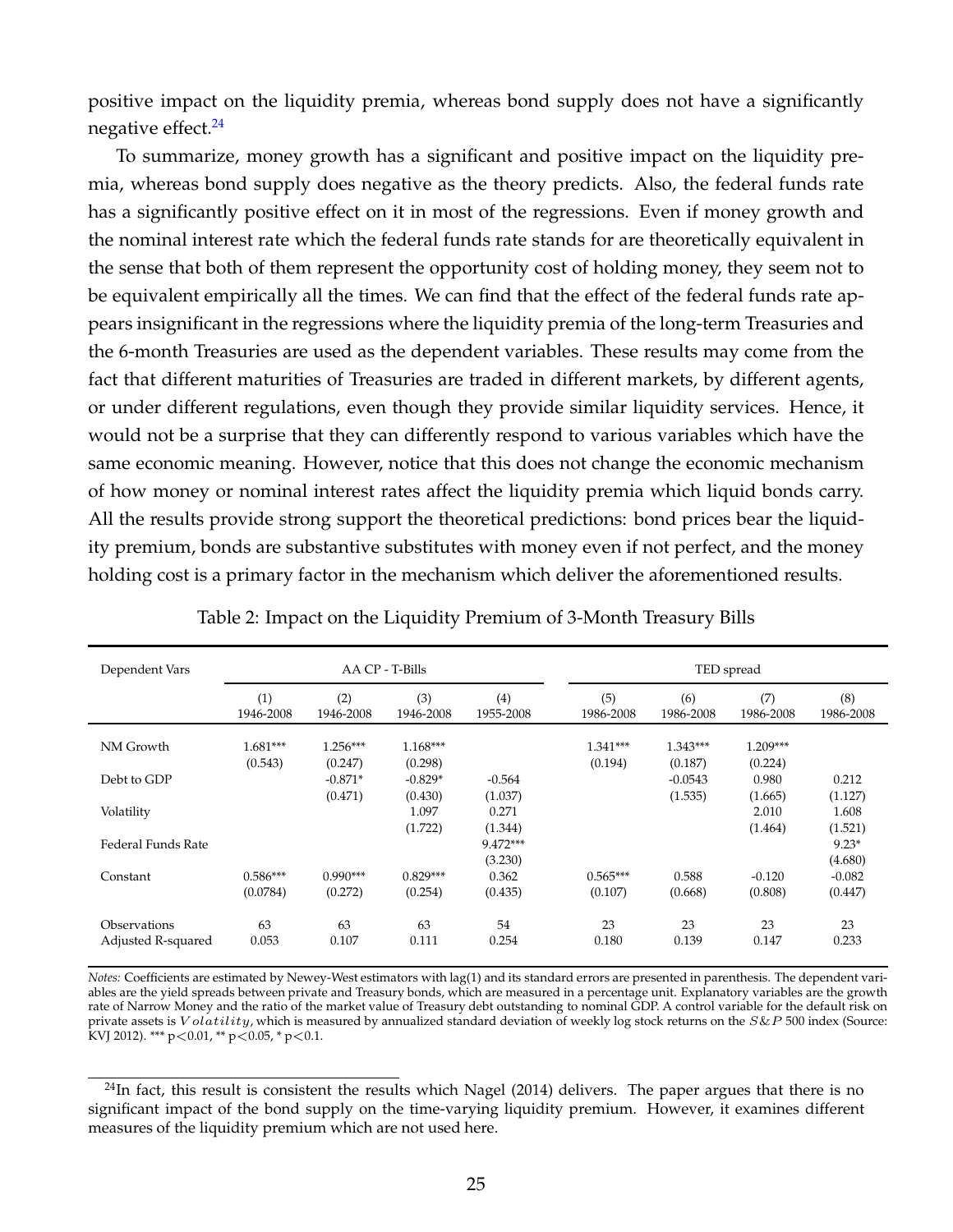positive impact on the liquidity premia, whereas bond supply does not have a significantly negative effect.[24]

To summarize, money growth has a significant and positive impact on the liquidity premia, whereas bond supply does negative as the theory predicts. Also, the federal funds rate has a significantly positive effect on it in most of the regressions. Even if money growth and the nominal interest rate which the federal funds rate stands for are theoretically equivalent in the sense that both of them represent the opportunity cost of holding money, they seem not to be equivalent empirically all the times. We can find that the effect of the federal funds rate appears insignificant in the regressions where the liquidity premia of the long-term Treasuries and the 6-month Treasuries are used as the dependent variables. These results may come from the fact that different maturities of Treasuries are traded in different markets, by different agents, or under different regulations, even though they provide similar liquidity services. Hence, it would not be a surprise that they can differently respond to various variables which have the same economic meaning. However, notice that this does not change the economic mechanism of how money or nominal interest rates affect the liquidity premia which liquid bonds carry. All the results provide strong support the theoretical predictions: bond prices bear the liquidity premium, bonds are substantive substitutes with money even if not perfect, and the money holding cost is a primary factor in the mechanism which deliver the aforementioned results.

Table 2: Impact on the Liquidity Premium of 3-Month Treasury Bills

| Dependent Vars | AA CP - T-Bills | | | | TED spread | | | |
|---|---|---|---|---|---|---|---|---|
| | (1) 1946-2008 | (2) 1946-2008 | (3) 1946-2008 | (4) 1955-2008 | (5) 1986-2008 | (6) 1986-2008 | (7) 1986-2008 | (8) 1986-2008 |
| NM Growth | 1.681*** | 1.256*** | 1.168*** | | 1.341*** | 1.343*** | 1.209*** | |
| | (0.543) | (0.247) | (0.298) | | (0.194) | (0.187) | (0.224) | |
| Debt to GDP | | -0.871* | -0.829* | -0.564 | | -0.0543 | 0.980 | 0.212 |
| | | (0.471) | (0.430) | (1.037) | | (1.535) | (1.665) | (1.127) |
| Volatility | | | 1.097 | 0.271 | | | 2.010 | 1.608 |
| | | | (1.722) | (1.344) | | | (1.464) | (1.521) |
| Federal Funds Rate | | | | 9.472*** | | | | 9.23* |
| | | | | (3.230) | | | | (4.680) |
| Constant | 0.586*** | 0.990*** | 0.829*** | 0.362 | 0.565*** | 0.588 | -0.120 | -0.082 |
| | (0.0784) | (0.272) | (0.254) | (0.435) | (0.107) | (0.668) | (0.808) | (0.447) |
| Observations | 63 | 63 | 63 | 54 | 23 | 23 | 23 | 23 |
| Adjusted R-squared | 0.053 | 0.107 | 0.111 | 0.254 | 0.180 | 0.139 | 0.147 | 0.233 |

*Notes:* Coefficients are estimated by Newey-West estimators with lag(1) and its standard errors are presented in parenthesis. The dependent variables are the yield spreads between private and Treasury bonds, which are measured in a percentage unit. Explanatory variables are the growth rate of Narrow Money and the ratio of the market value of Treasury debt outstanding to nominal GDP. A control variable for the default risk on private assets is $Volatility$, which is measured by annualized standard deviation of weekly log stock returns on the $S\&P$ 500 index (Source: KVJ 2012). *** p<0.01, ** p<0.05, * p<0.1.

[24]In fact, this result is consistent the results which Nagel (2014) delivers. The paper argues that there is no significant impact of the bond supply on the time-varying liquidity premium. However, it examines different measures of the liquidity premium which are not used here.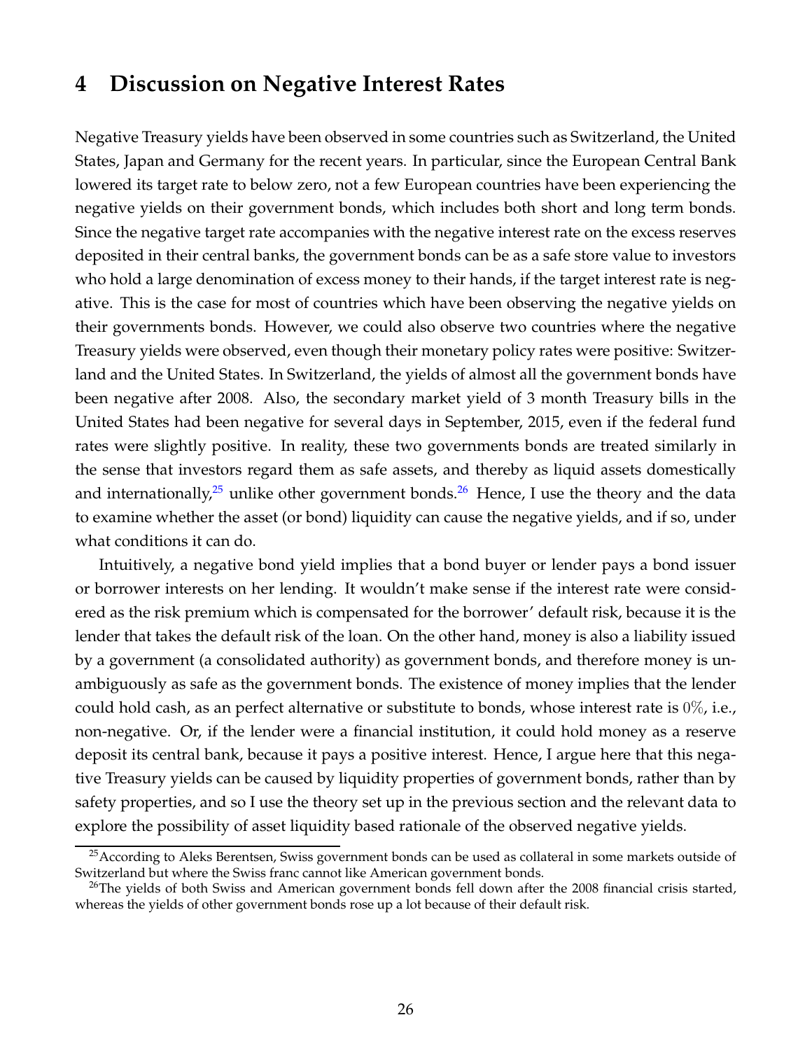# 4 Discussion on Negative Interest Rates

Negative Treasury yields have been observed in some countries such as Switzerland, the United States, Japan and Germany for the recent years. In particular, since the European Central Bank lowered its target rate to below zero, not a few European countries have been experiencing the negative yields on their government bonds, which includes both short and long term bonds. Since the negative target rate accompanies with the negative interest rate on the excess reserves deposited in their central banks, the government bonds can be as a safe store value to investors who hold a large denomination of excess money to their hands, if the target interest rate is negative. This is the case for most of countries which have been observing the negative yields on their governments bonds. However, we could also observe two countries where the negative Treasury yields were observed, even though their monetary policy rates were positive: Switzerland and the United States. In Switzerland, the yields of almost all the government bonds have been negative after 2008. Also, the secondary market yield of 3 month Treasury bills in the United States had been negative for several days in September, 2015, even if the federal fund rates were slightly positive. In reality, these two governments bonds are treated similarly in the sense that investors regard them as safe assets, and thereby as liquid assets domestically and internationally,[25] unlike other government bonds.[26] Hence, I use the theory and the data to examine whether the asset (or bond) liquidity can cause the negative yields, and if so, under what conditions it can do.

Intuitively, a negative bond yield implies that a bond buyer or lender pays a bond issuer or borrower interests on her lending. It wouldn't make sense if the interest rate were considered as the risk premium which is compensated for the borrower' default risk, because it is the lender that takes the default risk of the loan. On the other hand, money is also a liability issued by a government (a consolidated authority) as government bonds, and therefore money is unambiguously as safe as the government bonds. The existence of money implies that the lender could hold cash, as an perfect alternative or substitute to bonds, whose interest rate is $0\%$, i.e., non-negative. Or, if the lender were a financial institution, it could hold money as a reserve deposit its central bank, because it pays a positive interest. Hence, I argue here that this negative Treasury yields can be caused by liquidity properties of government bonds, rather than by safety properties, and so I use the theory set up in the previous section and the relevant data to explore the possibility of asset liquidity based rationale of the observed negative yields.

[25] According to Aleks Berentsen, Swiss government bonds can be used as collateral in some markets outside of Switzerland but where the Swiss franc cannot like American government bonds.

[26] The yields of both Swiss and American government bonds fell down after the 2008 financial crisis started, whereas the yields of other government bonds rose up a lot because of their default risk.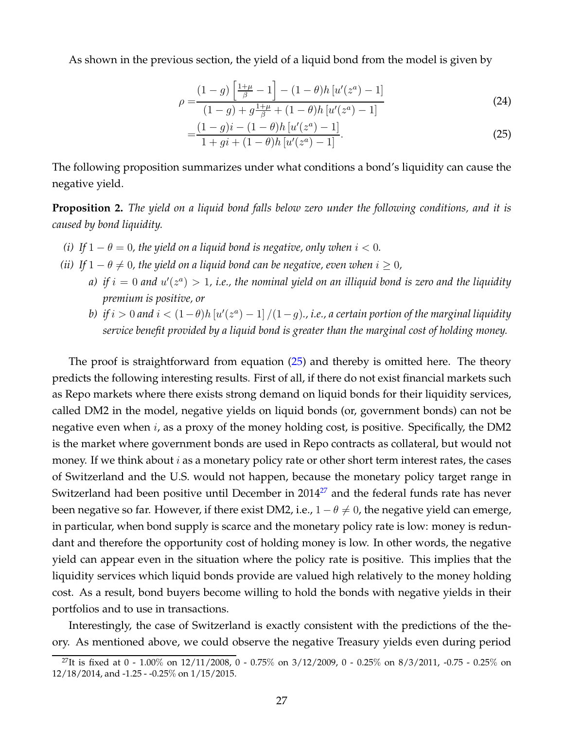As shown in the previous section, the yield of a liquid bond from the model is given by

$$\rho = \frac{(1-g)\left[\frac{1+\mu}{\beta} - 1\right] - (1-\theta)h\left[u'(z^a) - 1\right]}{(1-g) + g\frac{1+\mu}{\beta} + (1-\theta)h\left[u'(z^a) - 1\right]} \tag{24}$$

$$= \frac{(1-g)i - (1-\theta)h\left[u'(z^a) - 1\right]}{1 + gi + (1-\theta)h\left[u'(z^a) - 1\right]}. \tag{25}$$

The following proposition summarizes under what conditions a bond's liquidity can cause the negative yield.

**Proposition 2.** *The yield on a liquid bond falls below zero under the following conditions, and it is caused by bond liquidity.*

*(i) If $1 - \theta = 0$, the yield on a liquid bond is negative, only when $i < 0$.*

*(ii) If $1 - \theta \neq 0$, the yield on a liquid bond can be negative, even when $i \geq 0$,*

- *a) if $i = 0$ and $u'(z^a) > 1$, i.e., the nominal yield on an illiquid bond is zero and the liquidity premium is positive, or*
- *b) if $i > 0$ and $i < (1-\theta)h\left[u'(z^a) - 1\right]/(1-g)$., i.e., a certain portion of the marginal liquidity service benefit provided by a liquid bond is greater than the marginal cost of holding money.*

The proof is straightforward from equation (25) and thereby is omitted here. The theory predicts the following interesting results. First of all, if there do not exist financial markets such as Repo markets where there exists strong demand on liquid bonds for their liquidity services, called DM2 in the model, negative yields on liquid bonds (or, government bonds) can not be negative even when $i$, as a proxy of the money holding cost, is positive. Specifically, the DM2 is the market where government bonds are used in Repo contracts as collateral, but would not money. If we think about $i$ as a monetary policy rate or other short term interest rates, the cases of Switzerland and the U.S. would not happen, because the monetary policy target range in Switzerland had been positive until December in 2014[27] and the federal funds rate has never been negative so far. However, if there exist DM2, i.e., $1 - \theta \neq 0$, the negative yield can emerge, in particular, when bond supply is scarce and the monetary policy rate is low: money is redundant and therefore the opportunity cost of holding money is low. In other words, the negative yield can appear even in the situation where the policy rate is positive. This implies that the liquidity services which liquid bonds provide are valued high relatively to the money holding cost. As a result, bond buyers become willing to hold the bonds with negative yields in their portfolios and to use in transactions.

Interestingly, the case of Switzerland is exactly consistent with the predictions of the theory. As mentioned above, we could observe the negative Treasury yields even during period

[27] It is fixed at 0 - 1.00% on 12/11/2008, 0 - 0.75% on 3/12/2009, 0 - 0.25% on 8/3/2011, -0.75 - 0.25% on 12/18/2014, and -1.25 - -0.25% on 1/15/2015.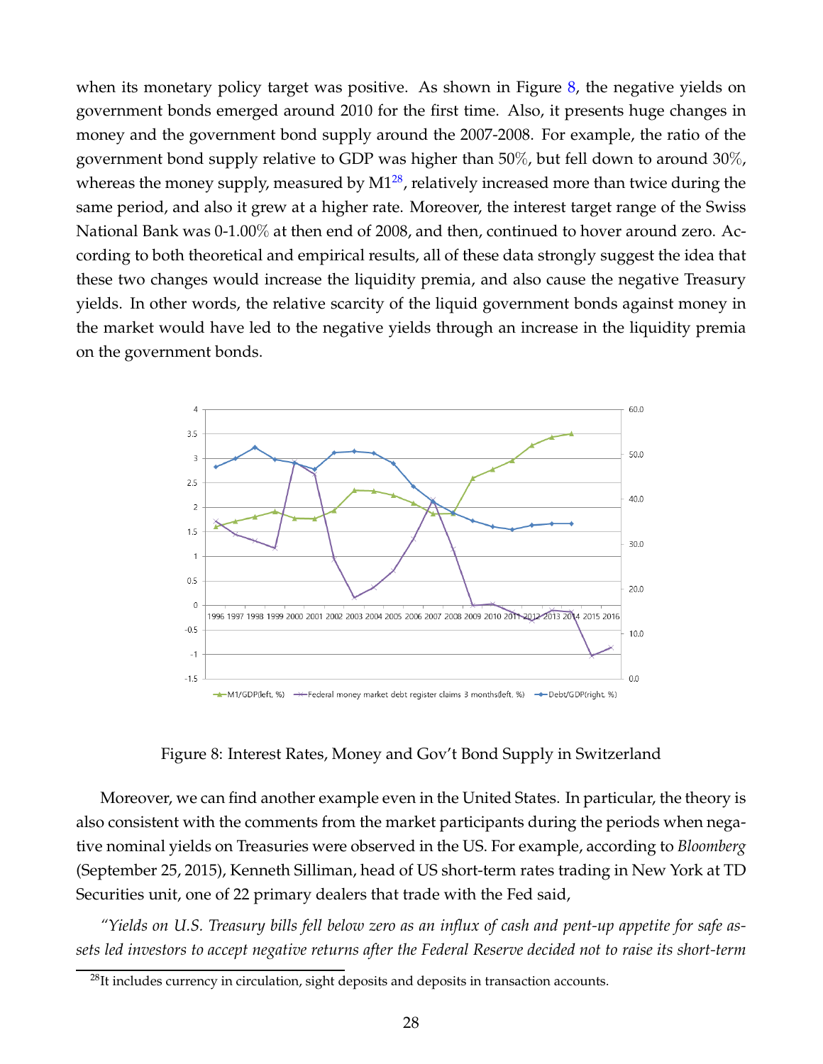when its monetary policy target was positive. As shown in Figure 8, the negative yields on government bonds emerged around 2010 for the first time. Also, it presents huge changes in money and the government bond supply around the 2007-2008. For example, the ratio of the government bond supply relative to GDP was higher than 50%, but fell down to around 30%, whereas the money supply, measured by M1[28], relatively increased more than twice during the same period, and also it grew at a higher rate. Moreover, the interest target range of the Swiss National Bank was 0-1.00% at then end of 2008, and then, continued to hover around zero. According to both theoretical and empirical results, all of these data strongly suggest the idea that these two changes would increase the liquidity premia, and also cause the negative Treasury yields. In other words, the relative scarcity of the liquid government bonds against money in the market would have led to the negative yields through an increase in the liquidity premia on the government bonds.

Figure 8: Interest Rates, Money and Gov't Bond Supply in Switzerland

Moreover, we can find another example even in the United States. In particular, the theory is also consistent with the comments from the market participants during the periods when negative nominal yields on Treasuries were observed in the US. For example, according to *Bloomberg* (September 25, 2015), Kenneth Silliman, head of US short-term rates trading in New York at TD Securities unit, one of 22 primary dealers that trade with the Fed said,

*"Yields on U.S. Treasury bills fell below zero as an influx of cash and pent-up appetite for safe assets led investors to accept negative returns after the Federal Reserve decided not to raise its short-term*

[28] It includes currency in circulation, sight deposits and deposits in transaction accounts.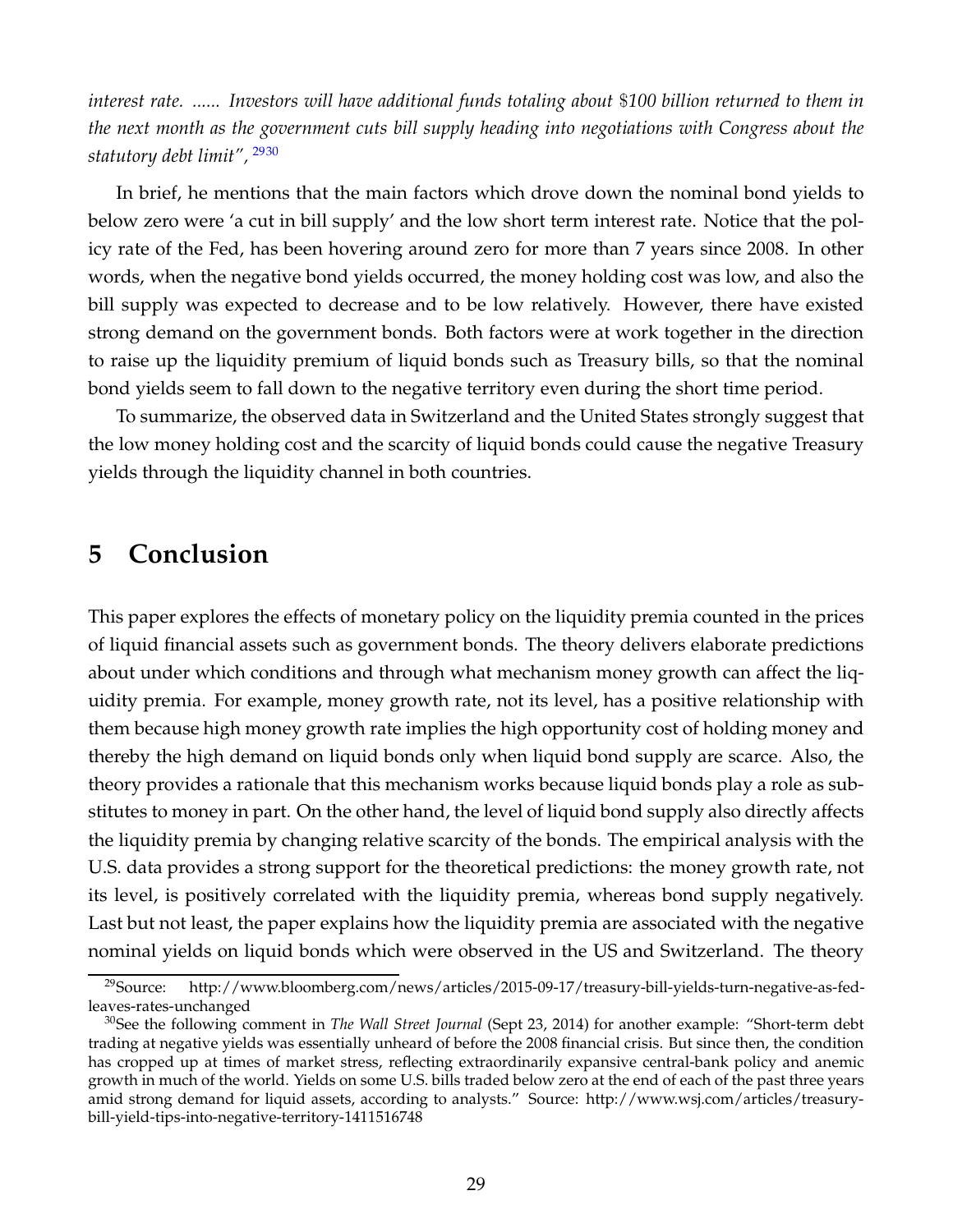*interest rate. ...... Investors will have additional funds totaling about \$100 billion returned to them in the next month as the government cuts bill supply heading into negotiations with Congress about the statutory debt limit",* [29][30]

In brief, he mentions that the main factors which drove down the nominal bond yields to below zero were 'a cut in bill supply' and the low short term interest rate. Notice that the policy rate of the Fed, has been hovering around zero for more than 7 years since 2008. In other words, when the negative bond yields occurred, the money holding cost was low, and also the bill supply was expected to decrease and to be low relatively. However, there have existed strong demand on the government bonds. Both factors were at work together in the direction to raise up the liquidity premium of liquid bonds such as Treasury bills, so that the nominal bond yields seem to fall down to the negative territory even during the short time period.

To summarize, the observed data in Switzerland and the United States strongly suggest that the low money holding cost and the scarcity of liquid bonds could cause the negative Treasury yields through the liquidity channel in both countries.

# 5 Conclusion

This paper explores the effects of monetary policy on the liquidity premia counted in the prices of liquid financial assets such as government bonds. The theory delivers elaborate predictions about under which conditions and through what mechanism money growth can affect the liquidity premia. For example, money growth rate, not its level, has a positive relationship with them because high money growth rate implies the high opportunity cost of holding money and thereby the high demand on liquid bonds only when liquid bond supply are scarce. Also, the theory provides a rationale that this mechanism works because liquid bonds play a role as substitutes to money in part. On the other hand, the level of liquid bond supply also directly affects the liquidity premia by changing relative scarcity of the bonds. The empirical analysis with the U.S. data provides a strong support for the theoretical predictions: the money growth rate, not its level, is positively correlated with the liquidity premia, whereas bond supply negatively. Last but not least, the paper explains how the liquidity premia are associated with the negative nominal yields on liquid bonds which were observed in the US and Switzerland. The theory

[29]Source: http://www.bloomberg.com/news/articles/2015-09-17/treasury-bill-yields-turn-negative-as-fed-leaves-rates-unchanged

[30]See the following comment in *The Wall Street Journal* (Sept 23, 2014) for another example: "Short-term debt trading at negative yields was essentially unheard of before the 2008 financial crisis. But since then, the condition has cropped up at times of market stress, reflecting extraordinarily expansive central-bank policy and anemic growth in much of the world. Yields on some U.S. bills traded below zero at the end of each of the past three years amid strong demand for liquid assets, according to analysts." Source: http://www.wsj.com/articles/treasury-bill-yield-tips-into-negative-territory-1411516748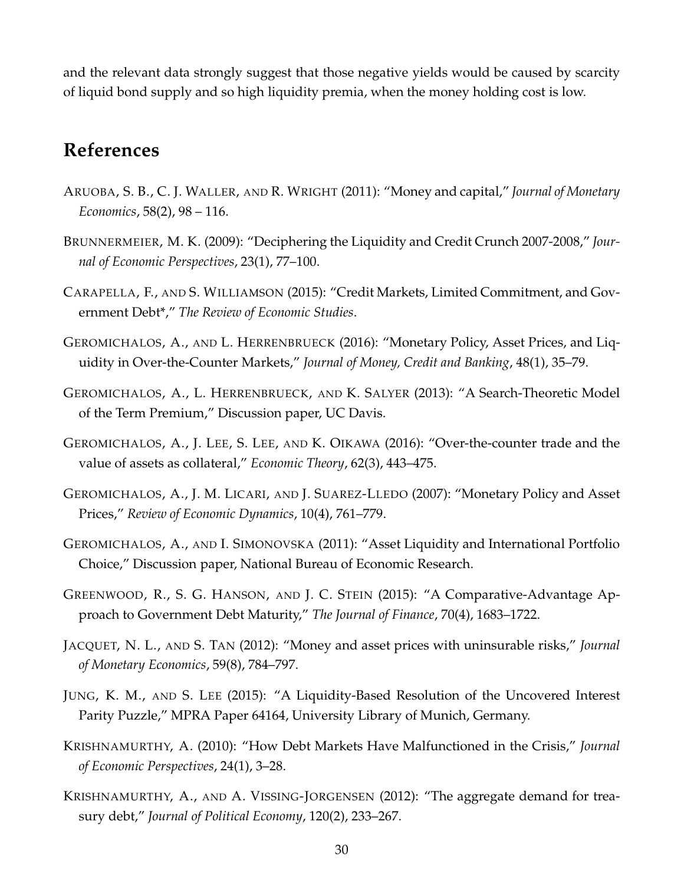and the relevant data strongly suggest that those negative yields would be caused by scarcity of liquid bond supply and so high liquidity premia, when the money holding cost is low.

## References

ARUOBA, S. B., C. J. WALLER, AND R. WRIGHT (2011): "Money and capital," *Journal of Monetary Economics*, 58(2), 98 – 116.

BRUNNERMEIER, M. K. (2009): "Deciphering the Liquidity and Credit Crunch 2007-2008," *Journal of Economic Perspectives*, 23(1), 77–100.

CARAPELLA, F., AND S. WILLIAMSON (2015): "Credit Markets, Limited Commitment, and Government Debt*," *The Review of Economic Studies*.

GEROMICHALOS, A., AND L. HERRENBRUECK (2016): "Monetary Policy, Asset Prices, and Liquidity in Over-the-Counter Markets," *Journal of Money, Credit and Banking*, 48(1), 35–79.

GEROMICHALOS, A., L. HERRENBRUECK, AND K. SALYER (2013): "A Search-Theoretic Model of the Term Premium," Discussion paper, UC Davis.

GEROMICHALOS, A., J. LEE, S. LEE, AND K. OIKAWA (2016): "Over-the-counter trade and the value of assets as collateral," *Economic Theory*, 62(3), 443–475.

GEROMICHALOS, A., J. M. LICARI, AND J. SUAREZ-LLEDO (2007): "Monetary Policy and Asset Prices," *Review of Economic Dynamics*, 10(4), 761–779.

GEROMICHALOS, A., AND I. SIMONOVSKA (2011): "Asset Liquidity and International Portfolio Choice," Discussion paper, National Bureau of Economic Research.

GREENWOOD, R., S. G. HANSON, AND J. C. STEIN (2015): "A Comparative-Advantage Approach to Government Debt Maturity," *The Journal of Finance*, 70(4), 1683–1722.

JACQUET, N. L., AND S. TAN (2012): "Money and asset prices with uninsurable risks," *Journal of Monetary Economics*, 59(8), 784–797.

JUNG, K. M., AND S. LEE (2015): "A Liquidity-Based Resolution of the Uncovered Interest Parity Puzzle," MPRA Paper 64164, University Library of Munich, Germany.

KRISHNAMURTHY, A. (2010): "How Debt Markets Have Malfunctioned in the Crisis," *Journal of Economic Perspectives*, 24(1), 3–28.

KRISHNAMURTHY, A., AND A. VISSING-JORGENSEN (2012): "The aggregate demand for treasury debt," *Journal of Political Economy*, 120(2), 233–267.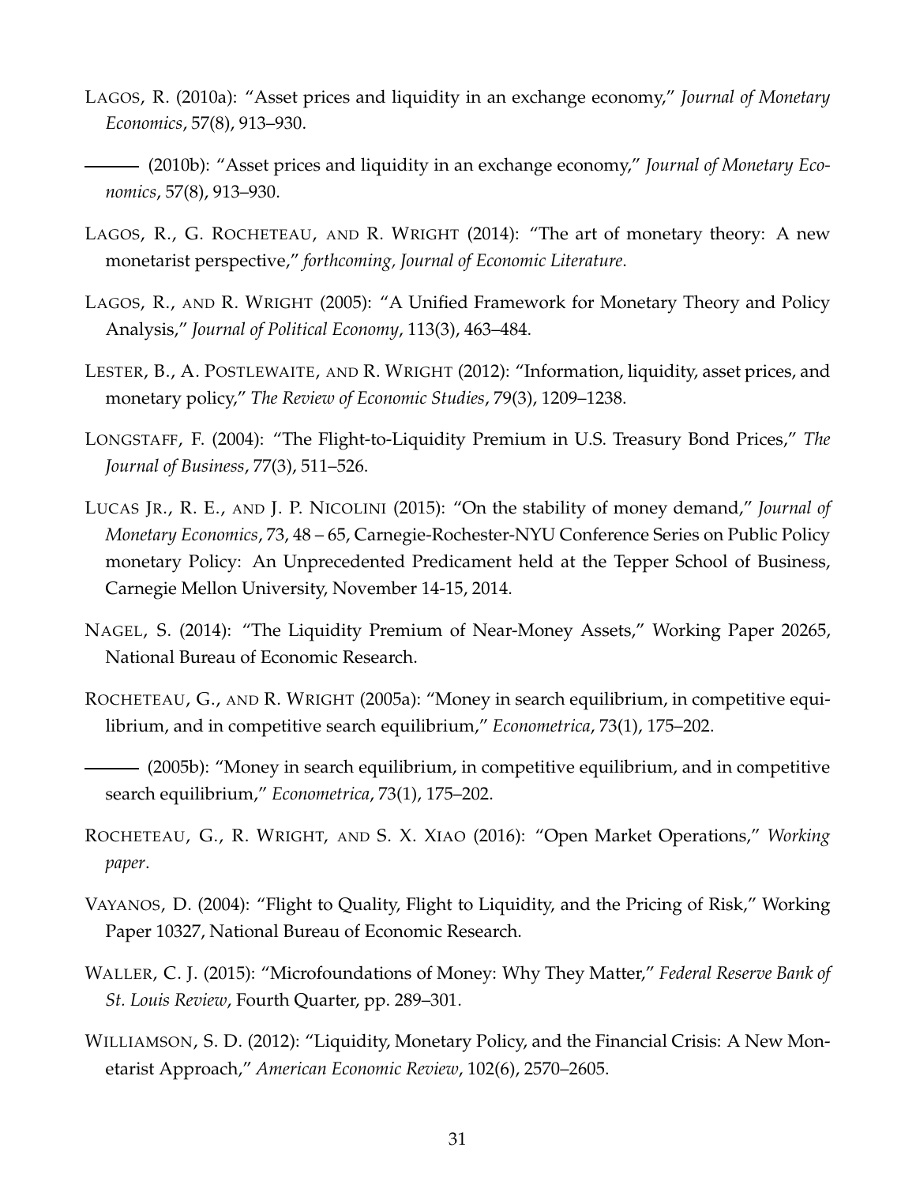LAGOS, R. (2010a): "Asset prices and liquidity in an exchange economy," *Journal of Monetary Economics*, 57(8), 913–930.

——— (2010b): "Asset prices and liquidity in an exchange economy," *Journal of Monetary Economics*, 57(8), 913–930.

LAGOS, R., G. ROCHETEAU, AND R. WRIGHT (2014): "The art of monetary theory: A new monetarist perspective," *forthcoming, Journal of Economic Literature*.

LAGOS, R., AND R. WRIGHT (2005): "A Unified Framework for Monetary Theory and Policy Analysis," *Journal of Political Economy*, 113(3), 463–484.

LESTER, B., A. POSTLEWAITE, AND R. WRIGHT (2012): "Information, liquidity, asset prices, and monetary policy," *The Review of Economic Studies*, 79(3), 1209–1238.

LONGSTAFF, F. (2004): "The Flight-to-Liquidity Premium in U.S. Treasury Bond Prices," *The Journal of Business*, 77(3), 511–526.

LUCAS JR., R. E., AND J. P. NICOLINI (2015): "On the stability of money demand," *Journal of Monetary Economics*, 73, 48 – 65, Carnegie-Rochester-NYU Conference Series on Public Policy monetary Policy: An Unprecedented Predicament held at the Tepper School of Business, Carnegie Mellon University, November 14-15, 2014.

NAGEL, S. (2014): "The Liquidity Premium of Near-Money Assets," Working Paper 20265, National Bureau of Economic Research.

ROCHETEAU, G., AND R. WRIGHT (2005a): "Money in search equilibrium, in competitive equilibrium, and in competitive search equilibrium," *Econometrica*, 73(1), 175–202.

——— (2005b): "Money in search equilibrium, in competitive equilibrium, and in competitive search equilibrium," *Econometrica*, 73(1), 175–202.

ROCHETEAU, G., R. WRIGHT, AND S. X. XIAO (2016): "Open Market Operations," *Working paper*.

VAYANOS, D. (2004): "Flight to Quality, Flight to Liquidity, and the Pricing of Risk," Working Paper 10327, National Bureau of Economic Research.

WALLER, C. J. (2015): "Microfoundations of Money: Why They Matter," *Federal Reserve Bank of St. Louis Review*, Fourth Quarter, pp. 289–301.

WILLIAMSON, S. D. (2012): "Liquidity, Monetary Policy, and the Financial Crisis: A New Monetarist Approach," *American Economic Review*, 102(6), 2570–2605.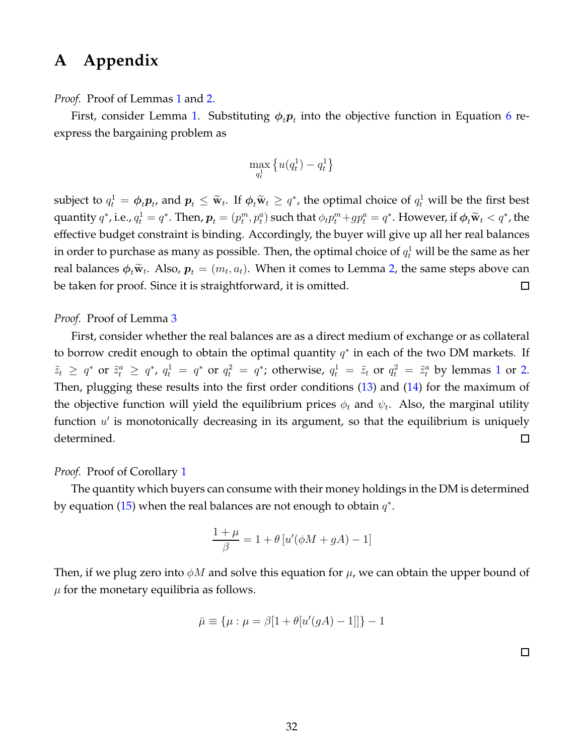# A Appendix

*Proof.* Proof of Lemmas 1 and 2.

First, consider Lemma 1. Substituting $\boldsymbol{\phi}_t \boldsymbol{p}_t$ into the objective function in Equation 6 re-express the bargaining problem as

$$\max_{q_t^1} \left\{ u(q_t^1) - q_t^1 \right\}$$

subject to $q_t^1 = \boldsymbol{\phi}_t \boldsymbol{p}_t$, and $\boldsymbol{p}_t \leq \widetilde{\mathbf{w}}_t$. If $\boldsymbol{\phi}_t \widetilde{\mathbf{w}}_t \geq q^*$, the optimal choice of $q_t^1$ will be the first best quantity $q^*$, i.e., $q_t^1 = q^*$. Then, $\boldsymbol{p}_t = (p_t^m, p_t^a)$ such that $\phi_t p_t^m + g p_t^a = q^*$. However, if $\boldsymbol{\phi}_t \widetilde{\mathbf{w}}_t < q^*$, the effective budget constraint is binding. Accordingly, the buyer will give up all her real balances in order to purchase as many as possible. Then, the optimal choice of $q_t^1$ will be the same as her real balances $\boldsymbol{\phi}_t \widetilde{\mathbf{w}}_t$. Also, $\boldsymbol{p}_t = (m_t, a_t)$. When it comes to Lemma 2, the same steps above can be taken for proof. Since it is straightforward, it is omitted. □

*Proof.* Proof of Lemma 3

First, consider whether the real balances are as a direct medium of exchange or as collateral to borrow credit enough to obtain the optimal quantity $q^*$ in each of the two DM markets. If $\tilde{z}_t \geq q^*$ or $\tilde{z}_t^a \geq q^*$, $q_t^1 = q^*$ or $q_t^2 = q^*$; otherwise, $q_t^1 = \tilde{z}_t$ or $q_t^2 = \tilde{z}_t^a$ by lemmas 1 or 2. Then, plugging these results into the first order conditions (13) and (14) for the maximum of the objective function will yield the equilibrium prices $\phi_t$ and $\psi_t$. Also, the marginal utility function $u'$ is monotonically decreasing in its argument, so that the equilibrium is uniquely determined. □

*Proof.* Proof of Corollary 1

The quantity which buyers can consume with their money holdings in the DM is determined by equation (15) when the real balances are not enough to obtain $q^*$.

$$\frac{1+\mu}{\beta} = 1 + \theta \left[ u'(\phi M + gA) - 1 \right]$$

Then, if we plug zero into $\phi M$ and solve this equation for $\mu$, we can obtain the upper bound of $\mu$ for the monetary equilibria as follows.

$$\bar{\mu} \equiv \{\mu : \mu = \beta[1 + \theta[u'(gA) - 1]]\} - 1$$

□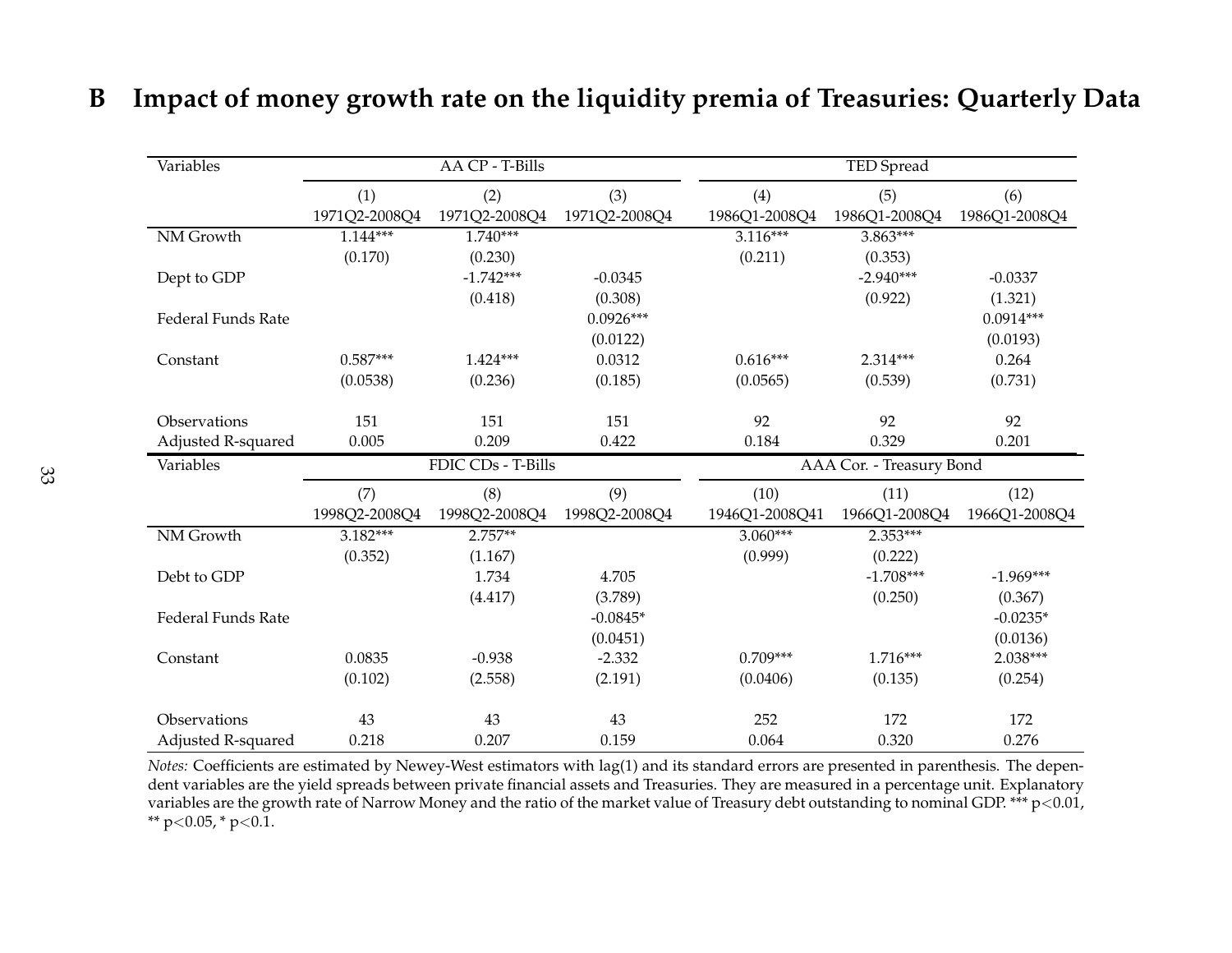# B Impact of money growth rate on the liquidity premia of Treasuries: Quarterly Data

| Variables | AA CP - T-Bills | | | TED Spread | | |
|---|---|---|---|---|---|---|
| | (1) | (2) | (3) | (4) | (5) | (6) |
| | 1971Q2-2008Q4 | 1971Q2-2008Q4 | 1971Q2-2008Q4 | 1986Q1-2008Q4 | 1986Q1-2008Q4 | 1986Q1-2008Q4 |
| NM Growth | 1.144*** | 1.740*** | | 3.116*** | 3.863*** | |
| | (0.170) | (0.230) | | (0.211) | (0.353) | |
| Dept to GDP | | -1.742*** | -0.0345 | | -2.940*** | -0.0337 |
| | | (0.418) | (0.308) | | (0.922) | (1.321) |
| Federal Funds Rate | | | 0.0926*** | | | 0.0914*** |
| | | | (0.0122) | | | (0.0193) |
| Constant | 0.587*** | 1.424*** | 0.0312 | 0.616*** | 2.314*** | 0.264 |
| | (0.0538) | (0.236) | (0.185) | (0.0565) | (0.539) | (0.731) |
| Observations | 151 | 151 | 151 | 92 | 92 | 92 |
| Adjusted R-squared | 0.005 | 0.209 | 0.422 | 0.184 | 0.329 | 0.201 |
| Variables | FDIC CDs - T-Bills | | | AAA Cor. - Treasury Bond | | |
| | (7) | (8) | (9) | (10) | (11) | (12) |
| | 1998Q2-2008Q4 | 1998Q2-2008Q4 | 1998Q2-2008Q4 | 1946Q1-2008Q41 | 1966Q1-2008Q4 | 1966Q1-2008Q4 |
| NM Growth | 3.182*** | 2.757** | | 3.060*** | 2.353*** | |
| | (0.352) | (1.167) | | (0.999) | (0.222) | |
| Debt to GDP | | 1.734 | 4.705 | | -1.708*** | -1.969*** |
| | | (4.417) | (3.789) | | (0.250) | (0.367) |
| Federal Funds Rate | | | -0.0845* | | | -0.0235* |
| | | | (0.0451) | | | (0.0136) |
| Constant | 0.0835 | -0.938 | -2.332 | 0.709*** | 1.716*** | 2.038*** |
| | (0.102) | (2.558) | (2.191) | (0.0406) | (0.135) | (0.254) |
| Observations | 43 | 43 | 43 | 252 | 172 | 172 |
| Adjusted R-squared | 0.218 | 0.207 | 0.159 | 0.064 | 0.320 | 0.276 |

*Notes:* Coefficients are estimated by Newey-West estimators with lag(1) and its standard errors are presented in parenthesis. The dependent variables are the yield spreads between private financial assets and Treasuries. They are measured in a percentage unit. Explanatory variables are the growth rate of Narrow Money and the ratio of the market value of Treasury debt outstanding to nominal GDP. *** $p<0.01$, ** $p<0.05$, * $p<0.1$.